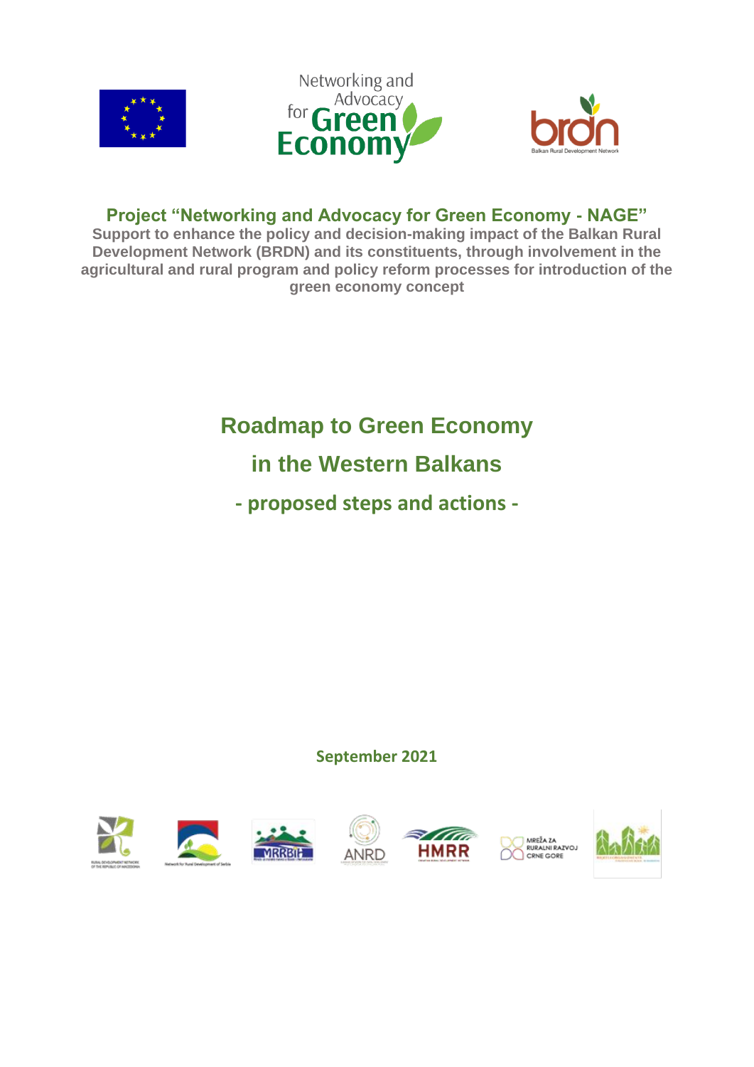# Project "Networking and Advocacy for Green Economy - NAGE"

**Support to enhance the policy and decision-making impact of the Balkan Rural Development Network (BRDN) and its constituents, through involvement in the agricultural and rural program and policy reform processes for introduction of the green economy concept**

# Roadmap to Green Economy in the Western Balkans

## - proposed steps and actions -

**September 2021**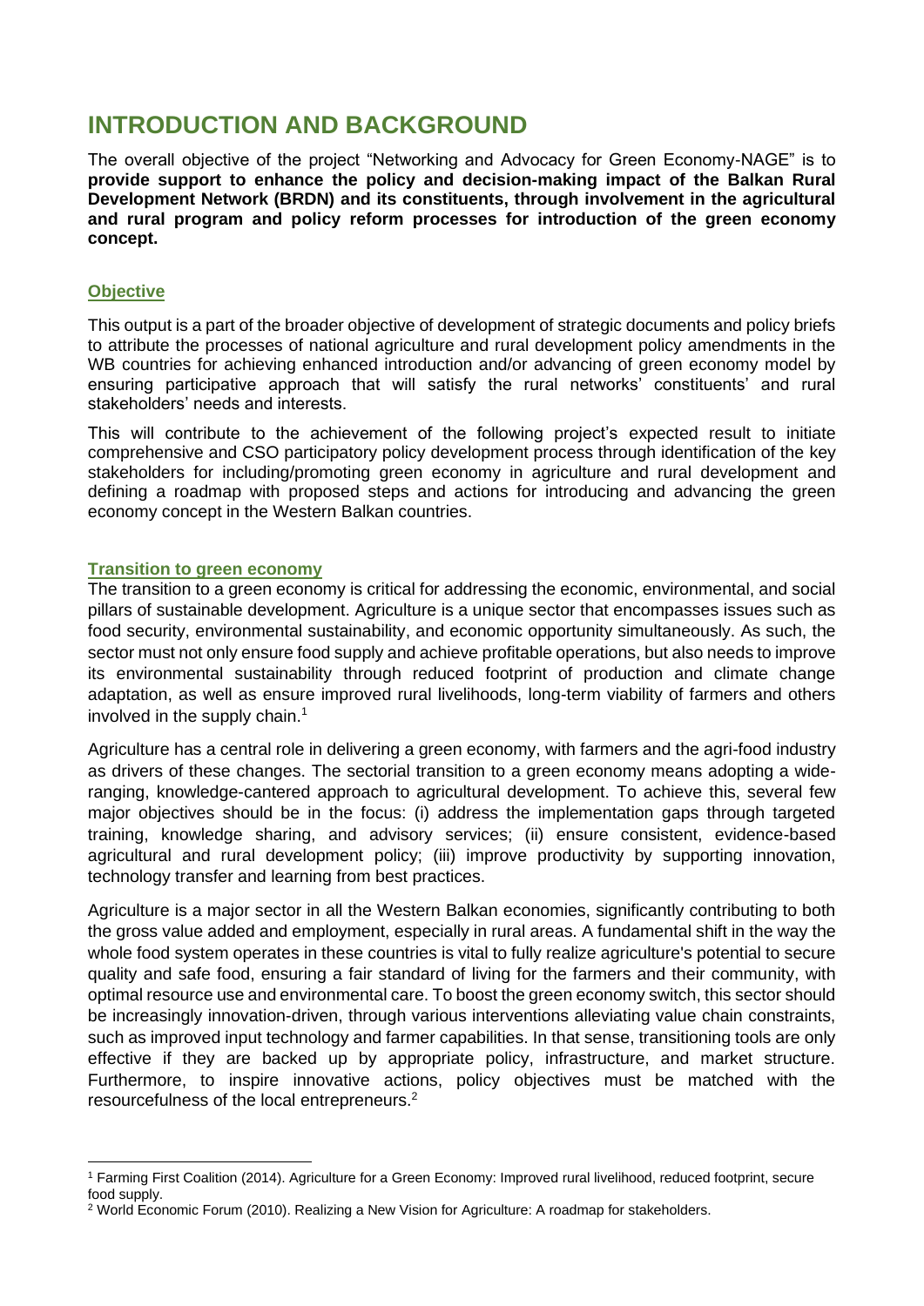# INTRODUCTION AND BACKGROUND

The overall objective of the project "Networking and Advocacy for Green Economy-NAGE" is to **provide support to enhance the policy and decision-making impact of the Balkan Rural Development Network (BRDN) and its constituents, through involvement in the agricultural and rural program and policy reform processes for introduction of the green economy concept.**

## Objective

This output is a part of the broader objective of development of strategic documents and policy briefs to attribute the processes of national agriculture and rural development policy amendments in the WB countries for achieving enhanced introduction and/or advancing of green economy model by ensuring participative approach that will satisfy the rural networks' constituents' and rural stakeholders' needs and interests.

This will contribute to the achievement of the following project's expected result to initiate comprehensive and CSO participatory policy development process through identification of the key stakeholders for including/promoting green economy in agriculture and rural development and defining a roadmap with proposed steps and actions for introducing and advancing the green economy concept in the Western Balkan countries.

## Transition to green economy

The transition to a green economy is critical for addressing the economic, environmental, and social pillars of sustainable development. Agriculture is a unique sector that encompasses issues such as food security, environmental sustainability, and economic opportunity simultaneously. As such, the sector must not only ensure food supply and achieve profitable operations, but also needs to improve its environmental sustainability through reduced footprint of production and climate change adaptation, as well as ensure improved rural livelihoods, long-term viability of farmers and others involved in the supply chain.[1]

Agriculture has a central role in delivering a green economy, with farmers and the agri-food industry as drivers of these changes. The sectorial transition to a green economy means adopting a wide-ranging, knowledge-cantered approach to agricultural development. To achieve this, several few major objectives should be in the focus: (i) address the implementation gaps through targeted training, knowledge sharing, and advisory services; (ii) ensure consistent, evidence-based agricultural and rural development policy; (iii) improve productivity by supporting innovation, technology transfer and learning from best practices.

Agriculture is a major sector in all the Western Balkan economies, significantly contributing to both the gross value added and employment, especially in rural areas. A fundamental shift in the way the whole food system operates in these countries is vital to fully realize agriculture's potential to secure quality and safe food, ensuring a fair standard of living for the farmers and their community, with optimal resource use and environmental care. To boost the green economy switch, this sector should be increasingly innovation-driven, through various interventions alleviating value chain constraints, such as improved input technology and farmer capabilities. In that sense, transitioning tools are only effective if they are backed up by appropriate policy, infrastructure, and market structure. Furthermore, to inspire innovative actions, policy objectives must be matched with the resourcefulness of the local entrepreneurs.[2]

---

[1] Farming First Coalition (2014). Agriculture for a Green Economy: Improved rural livelihood, reduced footprint, secure food supply.

[2] World Economic Forum (2010). Realizing a New Vision for Agriculture: A roadmap for stakeholders.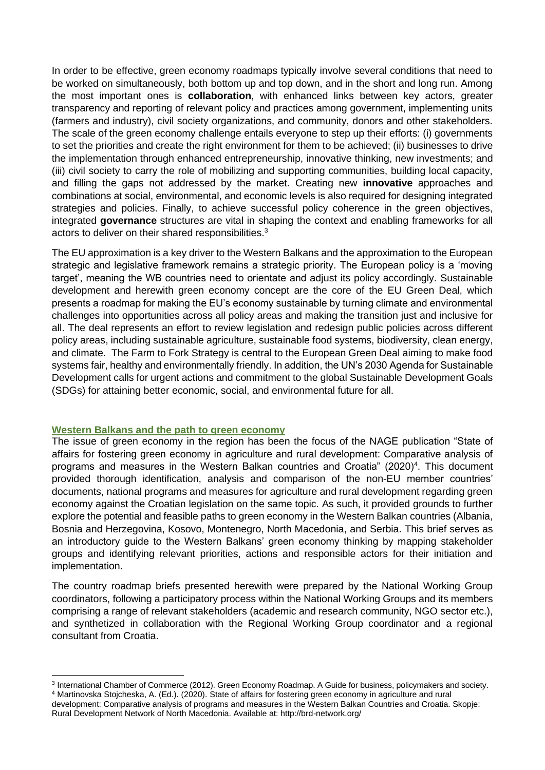In order to be effective, green economy roadmaps typically involve several conditions that need to be worked on simultaneously, both bottom up and top down, and in the short and long run. Among the most important ones is **collaboration**, with enhanced links between key actors, greater transparency and reporting of relevant policy and practices among government, implementing units (farmers and industry), civil society organizations, and community, donors and other stakeholders. The scale of the green economy challenge entails everyone to step up their efforts: (i) governments to set the priorities and create the right environment for them to be achieved; (ii) businesses to drive the implementation through enhanced entrepreneurship, innovative thinking, new investments; and (iii) civil society to carry the role of mobilizing and supporting communities, building local capacity, and filling the gaps not addressed by the market. Creating new **innovative** approaches and combinations at social, environmental, and economic levels is also required for designing integrated strategies and policies. Finally, to achieve successful policy coherence in the green objectives, integrated **governance** structures are vital in shaping the context and enabling frameworks for all actors to deliver on their shared responsibilities.[3]

The EU approximation is a key driver to the Western Balkans and the approximation to the European strategic and legislative framework remains a strategic priority. The European policy is a 'moving target', meaning the WB countries need to orientate and adjust its policy accordingly. Sustainable development and herewith green economy concept are the core of the EU Green Deal, which presents a roadmap for making the EU's economy sustainable by turning climate and environmental challenges into opportunities across all policy areas and making the transition just and inclusive for all. The deal represents an effort to review legislation and redesign public policies across different policy areas, including sustainable agriculture, sustainable food systems, biodiversity, clean energy, and climate. The Farm to Fork Strategy is central to the European Green Deal aiming to make food systems fair, healthy and environmentally friendly. In addition, the UN's 2030 Agenda for Sustainable Development calls for urgent actions and commitment to the global Sustainable Development Goals (SDGs) for attaining better economic, social, and environmental future for all.

## Western Balkans and the path to green economy

The issue of green economy in the region has been the focus of the NAGE publication "State of affairs for fostering green economy in agriculture and rural development: Comparative analysis of programs and measures in the Western Balkan countries and Croatia" (2020)[4]. This document provided thorough identification, analysis and comparison of the non-EU member countries' documents, national programs and measures for agriculture and rural development regarding green economy against the Croatian legislation on the same topic. As such, it provided grounds to further explore the potential and feasible paths to green economy in the Western Balkan countries (Albania, Bosnia and Herzegovina, Kosovo, Montenegro, North Macedonia, and Serbia. This brief serves as an introductory guide to the Western Balkans' green economy thinking by mapping stakeholder groups and identifying relevant priorities, actions and responsible actors for their initiation and implementation.

The country roadmap briefs presented herewith were prepared by the National Working Group coordinators, following a participatory process within the National Working Groups and its members comprising a range of relevant stakeholders (academic and research community, NGO sector etc.), and synthetized in collaboration with the Regional Working Group coordinator and a regional consultant from Croatia.

---

[3] International Chamber of Commerce (2012). Green Economy Roadmap. A Guide for business, policymakers and society.

[4] Martinovska Stojcheska, A. (Ed.). (2020). State of affairs for fostering green economy in agriculture and rural development: Comparative analysis of programs and measures in the Western Balkan Countries and Croatia. Skopje: Rural Development Network of North Macedonia. Available at: http://brd-network.org/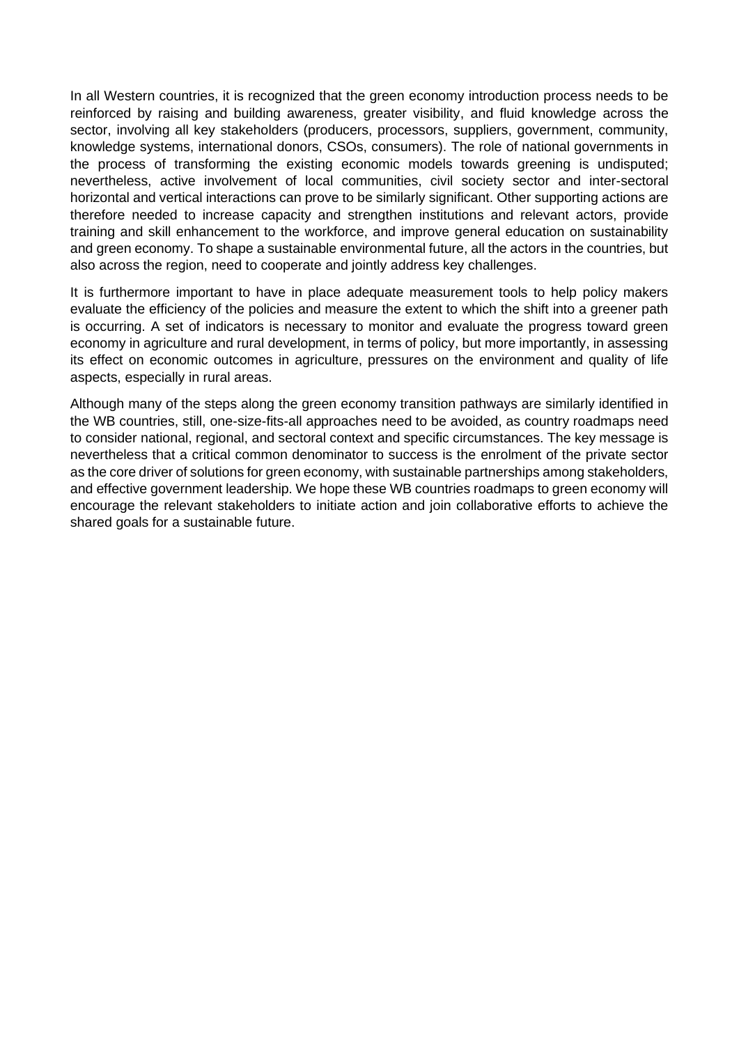In all Western countries, it is recognized that the green economy introduction process needs to be reinforced by raising and building awareness, greater visibility, and fluid knowledge across the sector, involving all key stakeholders (producers, processors, suppliers, government, community, knowledge systems, international donors, CSOs, consumers). The role of national governments in the process of transforming the existing economic models towards greening is undisputed; nevertheless, active involvement of local communities, civil society sector and inter-sectoral horizontal and vertical interactions can prove to be similarly significant. Other supporting actions are therefore needed to increase capacity and strengthen institutions and relevant actors, provide training and skill enhancement to the workforce, and improve general education on sustainability and green economy. To shape a sustainable environmental future, all the actors in the countries, but also across the region, need to cooperate and jointly address key challenges.

It is furthermore important to have in place adequate measurement tools to help policy makers evaluate the efficiency of the policies and measure the extent to which the shift into a greener path is occurring. A set of indicators is necessary to monitor and evaluate the progress toward green economy in agriculture and rural development, in terms of policy, but more importantly, in assessing its effect on economic outcomes in agriculture, pressures on the environment and quality of life aspects, especially in rural areas.

Although many of the steps along the green economy transition pathways are similarly identified in the WB countries, still, one-size-fits-all approaches need to be avoided, as country roadmaps need to consider national, regional, and sectoral context and specific circumstances. The key message is nevertheless that a critical common denominator to success is the enrolment of the private sector as the core driver of solutions for green economy, with sustainable partnerships among stakeholders, and effective government leadership. We hope these WB countries roadmaps to green economy will encourage the relevant stakeholders to initiate action and join collaborative efforts to achieve the shared goals for a sustainable future.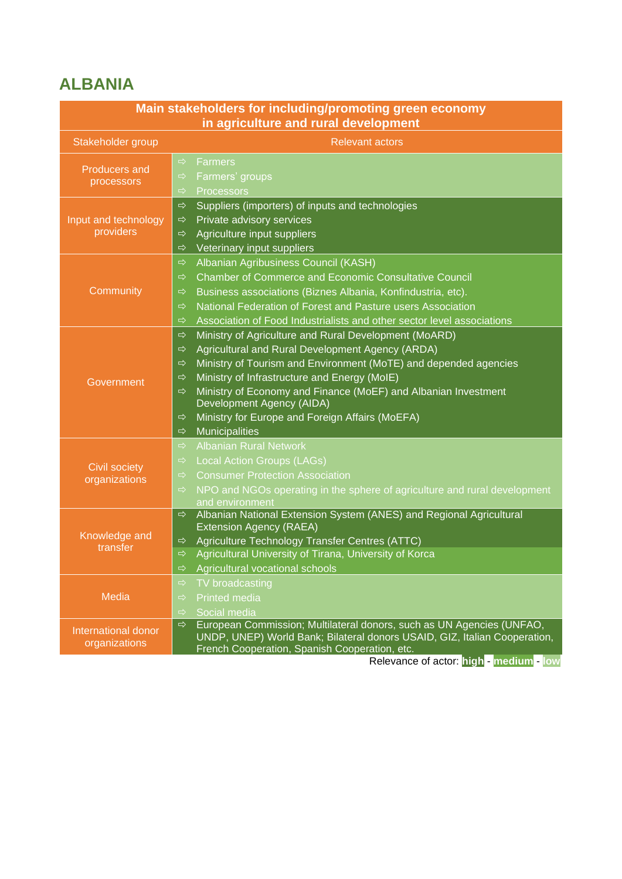## ALBANIA

| Main stakeholders for including/promoting green economy in agriculture and rural development | |
|---|---|
| Stakeholder group | Relevant actors |
| Producers and processors | ⇨ Farmers<br>⇨ Farmers' groups<br>⇨ Processors |
| Input and technology providers | ⇨ Suppliers (importers) of inputs and technologies<br>⇨ Private advisory services<br>⇨ Agriculture input suppliers<br>⇨ Veterinary input suppliers |
| Community | ⇨ Albanian Agribusiness Council (KASH)<br>⇨ Chamber of Commerce and Economic Consultative Council<br>⇨ Business associations (Biznes Albania, Konfindustria, etc).<br>⇨ National Federation of Forest and Pasture users Association<br>⇨ Association of Food Industrialists and other sector level associations |
| Government | ⇨ Ministry of Agriculture and Rural Development (MoARD)<br>⇨ Agricultural and Rural Development Agency (ARDA)<br>⇨ Ministry of Tourism and Environment (MoTE) and depended agencies<br>⇨ Ministry of Infrastructure and Energy (MoIE)<br>⇨ Ministry of Economy and Finance (MoEF) and Albanian Investment Development Agency (AIDA)<br>⇨ Ministry for Europe and Foreign Affairs (MoEFA)<br>⇨ Municipalities |
| Civil society organizations | ⇨ Albanian Rural Network<br>⇨ Local Action Groups (LAGs)<br>⇨ Consumer Protection Association<br>⇨ NPO and NGOs operating in the sphere of agriculture and rural development and environment |
| Knowledge and transfer | ⇨ Albanian National Extension System (ANES) and Regional Agricultural Extension Agency (RAEA)<br>⇨ Agriculture Technology Transfer Centres (ATTC)<br>⇨ Agricultural University of Tirana, University of Korca<br>⇨ Agricultural vocational schools |
| Media | ⇨ TV broadcasting<br>⇨ Printed media<br>⇨ Social media |
| International donor organizations | ⇨ European Commission; Multilateral donors, such as UN Agencies (UNFAO, UNDP, UNEP) World Bank; Bilateral donors USAID, GIZ, Italian Cooperation, French Cooperation, Spanish Cooperation, etc. |

Relevance of actor: high - medium - low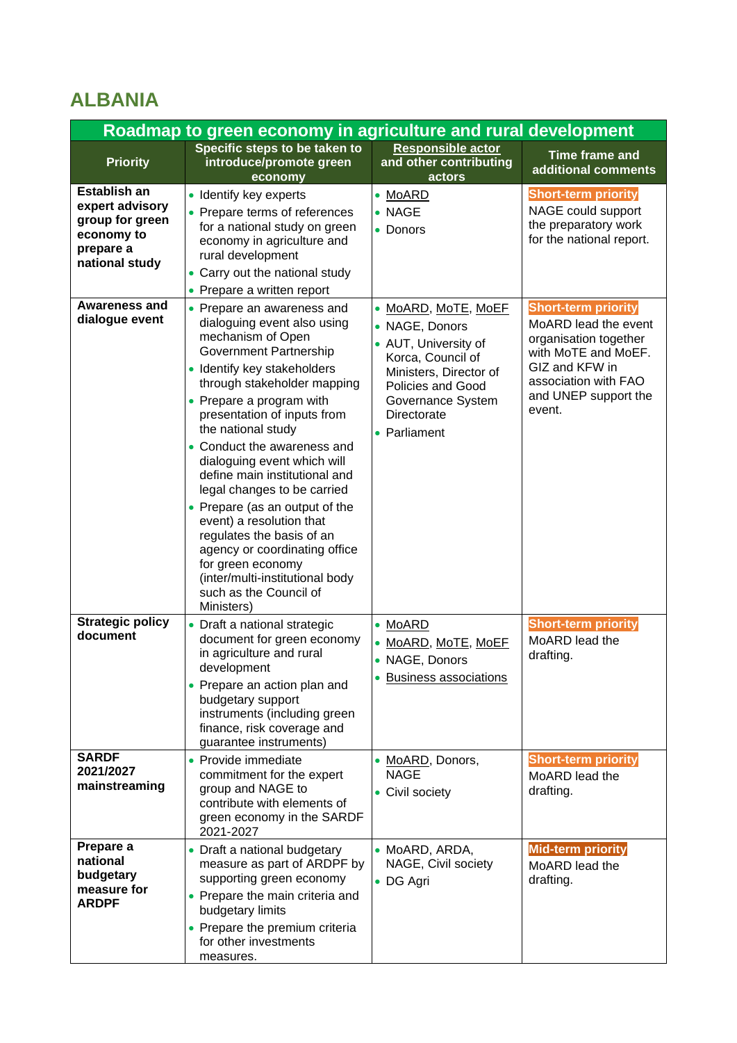## ALBANIA

| Roadmap to green economy in agriculture and rural development | | | |
|---|---|---|---|
| **Priority** | **Specific steps to be taken to introduce/promote green economy** | **Responsible actor and other contributing actors** | **Time frame and additional comments** |
| **Establish an expert advisory group for green economy to prepare a national study** | • Identify key experts<br>• Prepare terms of references for a national study on green economy in agriculture and rural development<br>• Carry out the national study<br>• Prepare a written report | • MoARD<br>• NAGE<br>• Donors | **Short-term priority**<br>NAGE could support the preparatory work for the national report. |
| **Awareness and dialogue event** | • Prepare an awareness and dialoguing event also using mechanism of Open Government Partnership<br>• Identify key stakeholders through stakeholder mapping<br>• Prepare a program with presentation of inputs from the national study<br>• Conduct the awareness and dialoguing event which will define main institutional and legal changes to be carried<br>• Prepare (as an output of the event) a resolution that regulates the basis of an agency or coordinating office for green economy (inter/multi-institutional body such as the Council of Ministers) | • MoARD, MoTE, MoEF<br>• NAGE, Donors<br>• AUT, University of Korca, Council of Ministers, Director of Policies and Good Governance System Directorate<br>• Parliament | **Short-term priority**<br>MoARD lead the event organisation together with MoTE and MoEF. GIZ and KFW in association with FAO and UNEP support the event. |
| **Strategic policy document** | • Draft a national strategic document for green economy in agriculture and rural development<br>• Prepare an action plan and budgetary support instruments (including green finance, risk coverage and guarantee instruments) | • MoARD<br>• MoARD, MoTE, MoEF<br>• NAGE, Donors<br>• Business associations | **Short-term priority**<br>MoARD lead the drafting. |
| **SARDF 2021/2027 mainstreaming** | • Provide immediate commitment for the expert group and NAGE to contribute with elements of green economy in the SARDF 2021-2027 | • MoARD, Donors, NAGE<br>• Civil society | **Short-term priority**<br>MoARD lead the drafting. |
| **Prepare a national budgetary measure for ARDPF** | • Draft a national budgetary measure as part of ARDPF by supporting green economy<br>• Prepare the main criteria and budgetary limits<br>• Prepare the premium criteria for other investments measures. | • MoARD, ARDA, NAGE, Civil society<br>• DG Agri | **Mid-term priority**<br>MoARD lead the drafting. |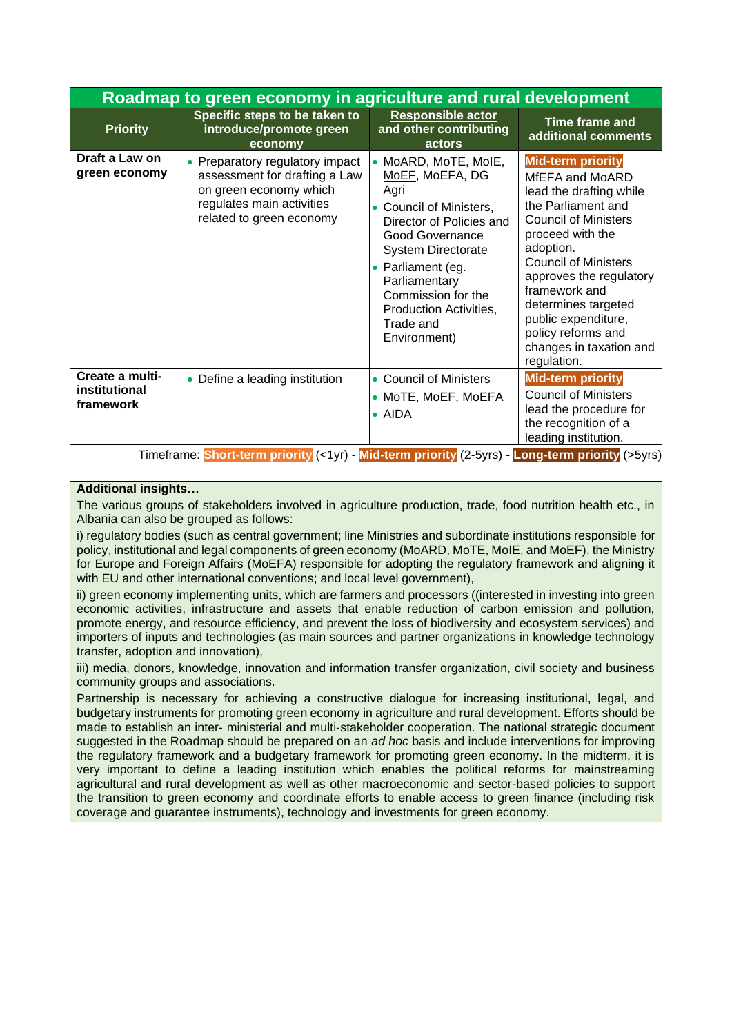| Roadmap to green economy in agriculture and rural development | | | |
|---|---|---|---|
| **Priority** | **Specific steps to be taken to introduce/promote green economy** | **Responsible actor and other contributing actors** | **Time frame and additional comments** |
| **Draft a Law on green economy** | • Preparatory regulatory impact assessment for drafting a Law on green economy which regulates main activities related to green economy | • MoARD, MoTE, MoIE, MoEF, MoEFA, DG Agri<br>• Council of Ministers, Director of Policies and Good Governance System Directorate<br>• Parliament (eg. Parliamentary Commission for the Production Activities, Trade and Environment) | **Mid-term priority**<br>MfEFA and MoARD lead the drafting while the Parliament and Council of Ministers proceed with the adoption.<br>Council of Ministers approves the regulatory framework and determines targeted public expenditure, policy reforms and changes in taxation and regulation. |
| **Create a multi-institutional framework** | • Define a leading institution | • Council of Ministers<br>• MoTE, MoEF, MoEFA<br>• AIDA | **Mid-term priority**<br>Council of Ministers lead the procedure for the recognition of a leading institution. |

Timeframe: **Short-term priority** (<1yr) - **Mid-term priority** (2-5yrs) - **Long-term priority** (>5yrs)

**Additional insights…**

The various groups of stakeholders involved in agriculture production, trade, food nutrition health etc., in Albania can also be grouped as follows:

i) regulatory bodies (such as central government; line Ministries and subordinate institutions responsible for policy, institutional and legal components of green economy (MoARD, MoTE, MoIE, and MoEF), the Ministry for Europe and Foreign Affairs (MoEFA) responsible for adopting the regulatory framework and aligning it with EU and other international conventions; and local level government),

ii) green economy implementing units, which are farmers and processors ((interested in investing into green economic activities, infrastructure and assets that enable reduction of carbon emission and pollution, promote energy, and resource efficiency, and prevent the loss of biodiversity and ecosystem services) and importers of inputs and technologies (as main sources and partner organizations in knowledge technology transfer, adoption and innovation),

iii) media, donors, knowledge, innovation and information transfer organization, civil society and business community groups and associations.

Partnership is necessary for achieving a constructive dialogue for increasing institutional, legal, and budgetary instruments for promoting green economy in agriculture and rural development. Efforts should be made to establish an inter- ministerial and multi-stakeholder cooperation. The national strategic document suggested in the Roadmap should be prepared on an *ad hoc* basis and include interventions for improving the regulatory framework and a budgetary framework for promoting green economy. In the midterm, it is very important to define a leading institution which enables the political reforms for mainstreaming agricultural and rural development as well as other macroeconomic and sector-based policies to support the transition to green economy and coordinate efforts to enable access to green finance (including risk coverage and guarantee instruments), technology and investments for green economy.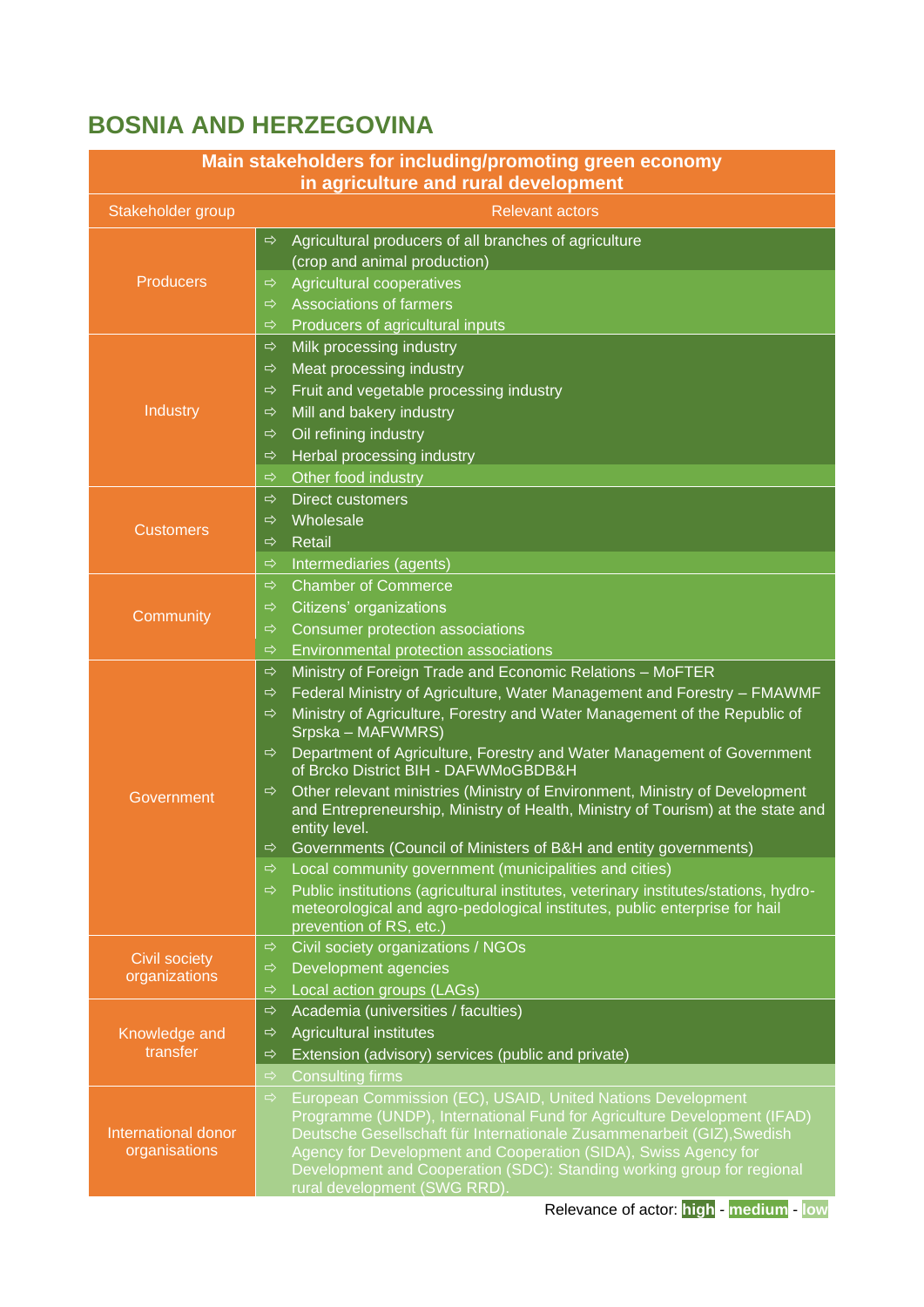# BOSNIA AND HERZEGOVINA

| Main stakeholders for including/promoting green economy in agriculture and rural development | |
|---|---|
| Stakeholder group | Relevant actors |
| Producers | ⇨ Agricultural producers of all branches of agriculture (crop and animal production)<br>⇨ Agricultural cooperatives<br>⇨ Associations of farmers<br>⇨ Producers of agricultural inputs |
| Industry | ⇨ Milk processing industry<br>⇨ Meat processing industry<br>⇨ Fruit and vegetable processing industry<br>⇨ Mill and bakery industry<br>⇨ Oil refining industry<br>⇨ Herbal processing industry<br>⇨ Other food industry |
| Customers | ⇨ Direct customers<br>⇨ Wholesale<br>⇨ Retail<br>⇨ Intermediaries (agents) |
| Community | ⇨ Chamber of Commerce<br>⇨ Citizens' organizations<br>⇨ Consumer protection associations<br>⇨ Environmental protection associations |
| Government | ⇨ Ministry of Foreign Trade and Economic Relations – MoFTER<br>⇨ Federal Ministry of Agriculture, Water Management and Forestry – FMAWMF<br>⇨ Ministry of Agriculture, Forestry and Water Management of the Republic of Srpska – MAFWMRS)<br>⇨ Department of Agriculture, Forestry and Water Management of Government of Brcko District BIH - DAFWMoGBDB&H<br>⇨ Other relevant ministries (Ministry of Environment, Ministry of Development and Entrepreneurship, Ministry of Health, Ministry of Tourism) at the state and entity level.<br>⇨ Governments (Council of Ministers of B&H and entity governments)<br>⇨ Local community government (municipalities and cities)<br>⇨ Public institutions (agricultural institutes, veterinary institutes/stations, hydro-meteorological and agro-pedological institutes, public enterprise for hail prevention of RS, etc.) |
| Civil society organizations | ⇨ Civil society organizations / NGOs<br>⇨ Development agencies<br>⇨ Local action groups (LAGs) |
| Knowledge and transfer | ⇨ Academia (universities / faculties)<br>⇨ Agricultural institutes<br>⇨ Extension (advisory) services (public and private)<br>⇨ Consulting firms |
| International donor organisations | ⇨ European Commission (EC), USAID, United Nations Development Programme (UNDP), International Fund for Agriculture Development (IFAD) Deutsche Gesellschaft für Internationale Zusammenarbeit (GIZ),Swedish Agency for Development and Cooperation (SIDA), Swiss Agency for Development and Cooperation (SDC): Standing working group for regional rural development (SWG RRD). |

Relevance of actor: high - medium - low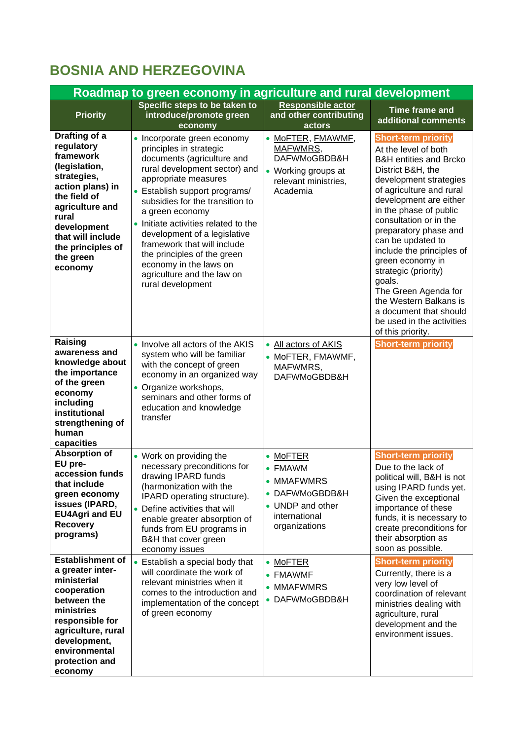## BOSNIA AND HERZEGOVINA

| Roadmap to green economy in agriculture and rural development | | | |
|---|---|---|---|
| **Priority** | **Specific steps to be taken to introduce/promote green economy** | **Responsible actor and other contributing actors** | **Time frame and additional comments** |
| **Drafting of a regulatory framework (legislation, strategies, action plans) in the field of agriculture and rural development that will include the principles of the green economy** | • Incorporate green economy principles in strategic documents (agriculture and rural development sector) and appropriate measures<br>• Establish support programs/ subsidies for the transition to a green economy<br>• Initiate activities related to the development of a legislative framework that will include the principles of the green economy in the laws on agriculture and the law on rural development | • MoFTER, FMAWMF, MAFWMRS, DAFWMoGBDB&H<br>• Working groups at relevant ministries, Academia | **Short-term priority**<br>At the level of both B&H entities and Brcko District B&H, the development strategies of agriculture and rural development are either in the phase of public consultation or in the preparatory phase and can be updated to include the principles of green economy in strategic (priority) goals.<br>The Green Agenda for the Western Balkans is a document that should be used in the activities of this priority. |
| **Raising awareness and knowledge about the importance of the green economy including institutional strengthening of human capacities** | • Involve all actors of the AKIS system who will be familiar with the concept of green economy in an organized way<br>• Organize workshops, seminars and other forms of education and knowledge transfer | • All actors of AKIS<br>• MoFTER, FMAWMF, MAFWMRS, DAFWMoGBDB&H | **Short-term priority** |
| **Absorption of EU pre-accession funds that include green economy issues (IPARD, EU4Agri and EU Recovery programs)** | • Work on providing the necessary preconditions for drawing IPARD funds (harmonization with the IPARD operating structure).<br>• Define activities that will enable greater absorption of funds from EU programs in B&H that cover green economy issues | • MoFTER<br>• FMAWM<br>• MMAFWMRS<br>• DAFWMoGBDB&H<br>• UNDP and other international organizations | **Short-term priority**<br>Due to the lack of political will, B&H is not using IPARD funds yet. Given the exceptional importance of these funds, it is necessary to create preconditions for their absorption as soon as possible. |
| **Establishment of a greater inter-ministerial cooperation between the ministries responsible for agriculture, rural development, environmental protection and economy** | • Establish a special body that will coordinate the work of relevant ministries when it comes to the introduction and implementation of the concept of green economy | • MoFTER<br>• FMAWMF<br>• MMAFWMRS<br>• DAFWMoGBDB&H | **Short-term priority**<br>Currently, there is a very low level of coordination of relevant ministries dealing with agriculture, rural development and the environment issues. |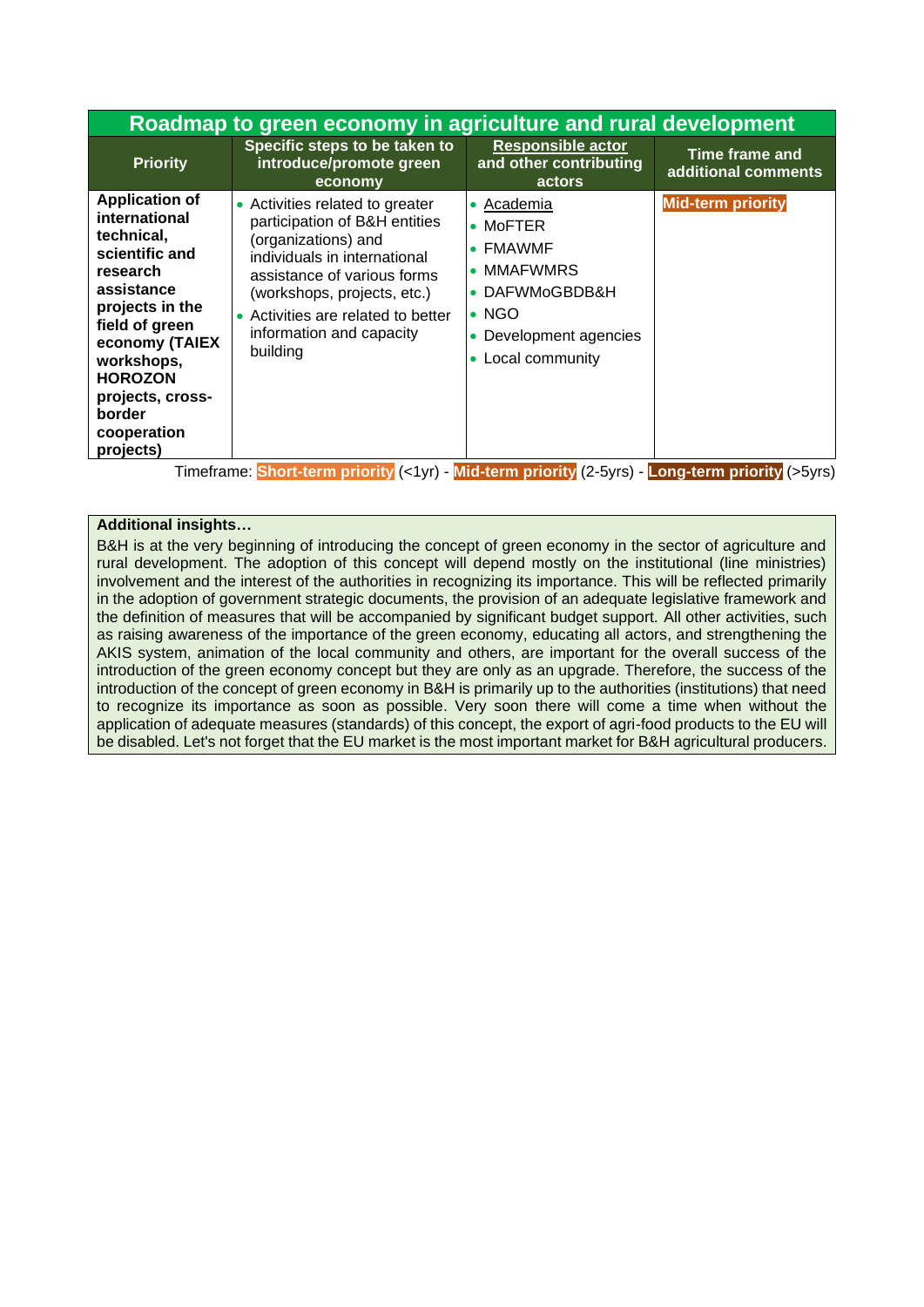| Roadmap to green economy in agriculture and rural development | | | |
|---|---|---|---|
| **Priority** | **Specific steps to be taken to introduce/promote green economy** | **Responsible actor and other contributing actors** | **Time frame and additional comments** |
| **Application of international technical, scientific and research assistance projects in the field of green economy (TAIEX workshops, HOROZON projects, cross-border cooperation projects)** | • Activities related to greater participation of B&H entities (organizations) and individuals in international assistance of various forms (workshops, projects, etc.)<br>• Activities are related to better information and capacity building | • Academia<br>• MoFTER<br>• FMAWMF<br>• MMAFWMRS<br>• DAFWMoGBDB&H<br>• NGO<br>• Development agencies<br>• Local community | **Mid-term priority** |

Timeframe: **Short-term priority** (<1yr) - **Mid-term priority** (2-5yrs) - **Long-term priority** (>5yrs)

**Additional insights…**

B&H is at the very beginning of introducing the concept of green economy in the sector of agriculture and rural development. The adoption of this concept will depend mostly on the institutional (line ministries) involvement and the interest of the authorities in recognizing its importance. This will be reflected primarily in the adoption of government strategic documents, the provision of an adequate legislative framework and the definition of measures that will be accompanied by significant budget support. All other activities, such as raising awareness of the importance of the green economy, educating all actors, and strengthening the AKIS system, animation of the local community and others, are important for the overall success of the introduction of the green economy concept but they are only as an upgrade. Therefore, the success of the introduction of the concept of green economy in B&H is primarily up to the authorities (institutions) that need to recognize its importance as soon as possible. Very soon there will come a time when without the application of adequate measures (standards) of this concept, the export of agri-food products to the EU will be disabled. Let's not forget that the EU market is the most important market for B&H agricultural producers.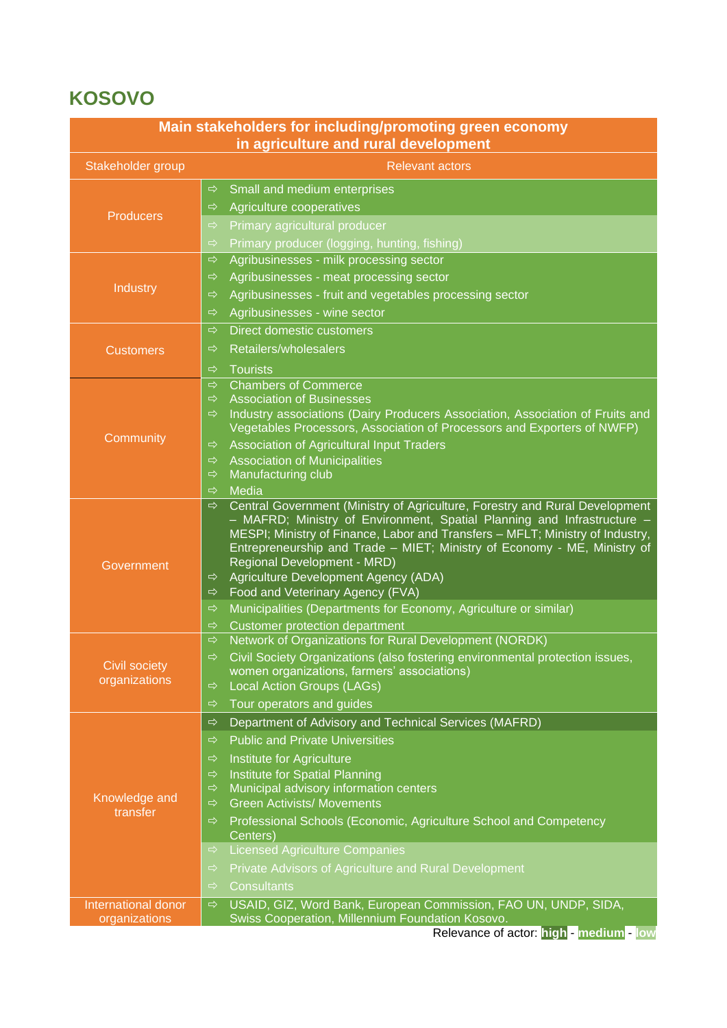# KOSOVO

| Main stakeholders for including/promoting green economy in agriculture and rural development | |
|---|---|
| Stakeholder group | Relevant actors |
| Producers | ⇨ Small and medium enterprises<br>⇨ Agriculture cooperatives<br>⇨ Primary agricultural producer<br>⇨ Primary producer (logging, hunting, fishing) |
| Industry | ⇨ Agribusinesses - milk processing sector<br>⇨ Agribusinesses - meat processing sector<br>⇨ Agribusinesses - fruit and vegetables processing sector<br>⇨ Agribusinesses - wine sector |
| Customers | ⇨ Direct domestic customers<br>⇨ Retailers/wholesalers<br>⇨ Tourists |
| Community | ⇨ Chambers of Commerce<br>⇨ Association of Businesses<br>⇨ Industry associations (Dairy Producers Association, Association of Fruits and Vegetables Processors, Association of Processors and Exporters of NWFP)<br>⇨ Association of Agricultural Input Traders<br>⇨ Association of Municipalities<br>⇨ Manufacturing club<br>⇨ Media |
| Government | ⇨ Central Government (Ministry of Agriculture, Forestry and Rural Development – MAFRD; Ministry of Environment, Spatial Planning and Infrastructure – MESPI; Ministry of Finance, Labor and Transfers – MFLT; Ministry of Industry, Entrepreneurship and Trade – MIET; Ministry of Economy - ME, Ministry of Regional Development - MRD)<br>⇨ Agriculture Development Agency (ADA)<br>⇨ Food and Veterinary Agency (FVA)<br>⇨ Municipalities (Departments for Economy, Agriculture or similar)<br>⇨ Customer protection department |
| Civil society organizations | ⇨ Network of Organizations for Rural Development (NORDK)<br>⇨ Civil Society Organizations (also fostering environmental protection issues, women organizations, farmers' associations)<br>⇨ Local Action Groups (LAGs)<br>⇨ Tour operators and guides |
| Knowledge and transfer | ⇨ Department of Advisory and Technical Services (MAFRD)<br>⇨ Public and Private Universities<br>⇨ Institute for Agriculture<br>⇨ Institute for Spatial Planning<br>⇨ Municipal advisory information centers<br>⇨ Green Activists/ Movements<br>⇨ Professional Schools (Economic, Agriculture School and Competency Centers)<br>⇨ Licensed Agriculture Companies<br>⇨ Private Advisors of Agriculture and Rural Development<br>⇨ Consultants |
| International donor organizations | ⇨ USAID, GIZ, Word Bank, European Commission, FAO UN, UNDP, SIDA, Swiss Cooperation, Millennium Foundation Kosovo. |

Relevance of actor: high - medium - low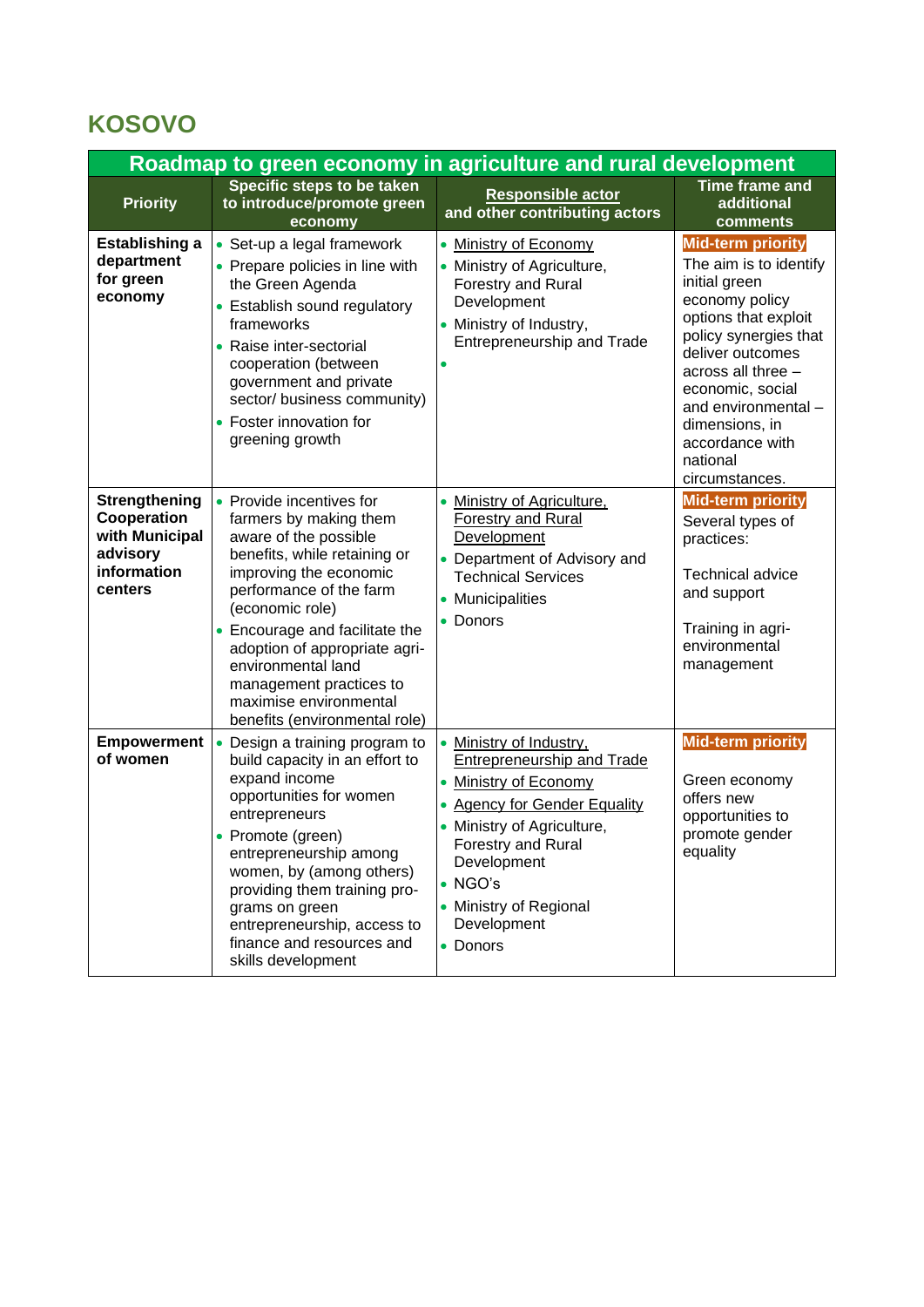## KOSOVO

| Roadmap to green economy in agriculture and rural development | | | |
|---|---|---|---|
| **Priority** | **Specific steps to be taken to introduce/promote green economy** | **Responsible actor and other contributing actors** | **Time frame and additional comments** |
| **Establishing a department for green economy** | • Set-up a legal framework<br>• Prepare policies in line with the Green Agenda<br>• Establish sound regulatory frameworks<br>• Raise inter-sectorial cooperation (between government and private sector/ business community)<br>• Foster innovation for greening growth | • Ministry of Economy<br>• Ministry of Agriculture, Forestry and Rural Development<br>• Ministry of Industry, Entrepreneurship and Trade<br>• | **Mid-term priority**<br>The aim is to identify initial green economy policy options that exploit policy synergies that deliver outcomes across all three – economic, social and environmental – dimensions, in accordance with national circumstances. |
| **Strengthening Cooperation with Municipal advisory information centers** | • Provide incentives for farmers by making them aware of the possible benefits, while retaining or improving the economic performance of the farm (economic role)<br>• Encourage and facilitate the adoption of appropriate agri-environmental land management practices to maximise environmental benefits (environmental role) | • Ministry of Agriculture, Forestry and Rural Development<br>• Department of Advisory and Technical Services<br>• Municipalities<br>• Donors | **Mid-term priority**<br>Several types of practices:<br><br>Technical advice and support<br><br>Training in agri-environmental management |
| **Empowerment of women** | • Design a training program to build capacity in an effort to expand income opportunities for women entrepreneurs<br>• Promote (green) entrepreneurship among women, by (among others) providing them training programs on green entrepreneurship, access to finance and resources and skills development | • Ministry of Industry, Entrepreneurship and Trade<br>• Ministry of Economy<br>• Agency for Gender Equality<br>• Ministry of Agriculture, Forestry and Rural Development<br>• NGO's<br>• Ministry of Regional Development<br>• Donors | **Mid-term priority**<br><br>Green economy offers new opportunities to promote gender equality |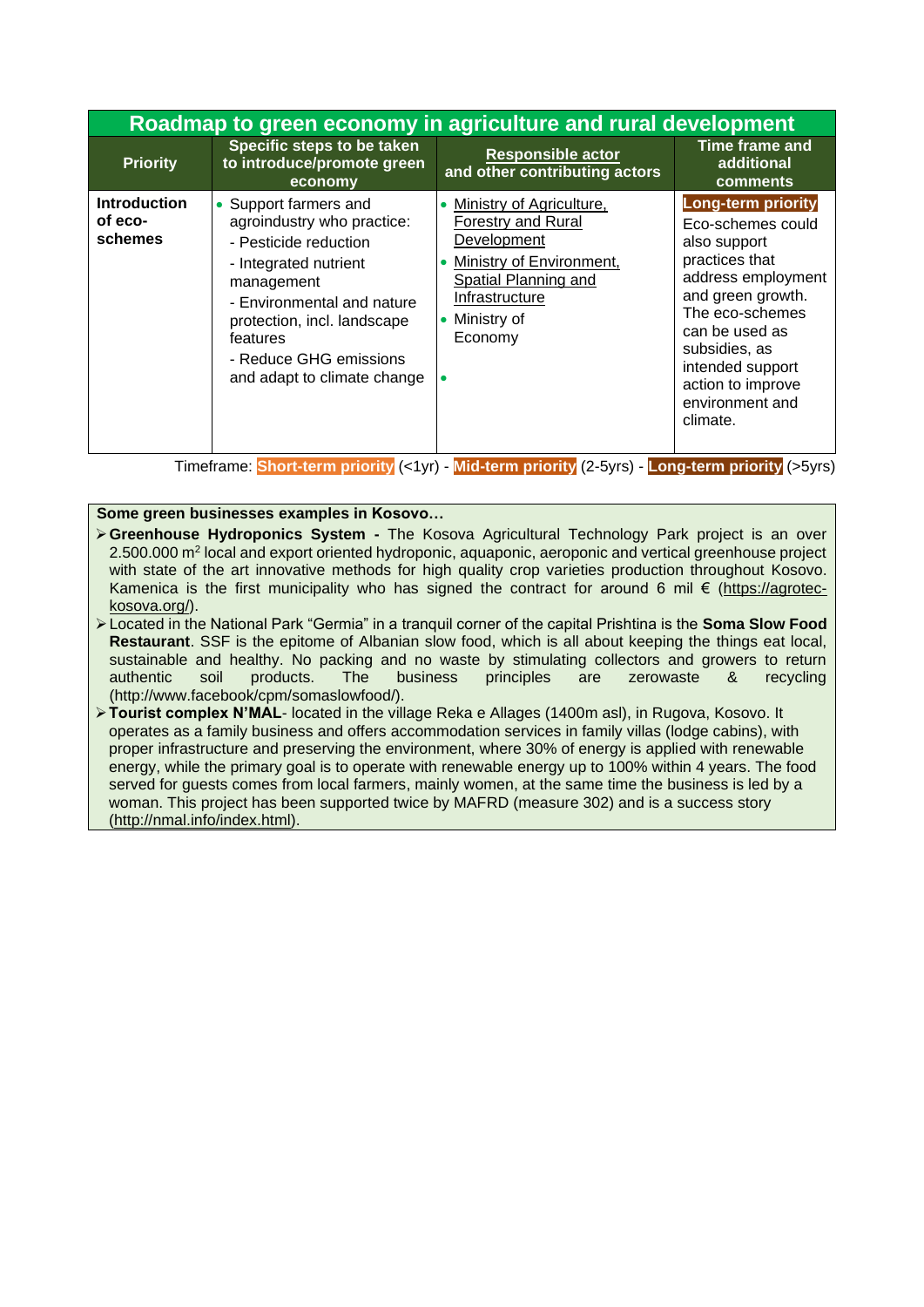| Roadmap to green economy in agriculture and rural development | | | |
|---|---|---|---|
| **Priority** | **Specific steps to be taken to introduce/promote green economy** | **Responsible actor and other contributing actors** | **Time frame and additional comments** |
| **Introduction of eco-schemes** | • Support farmers and agroindustry who practice:<br>- Pesticide reduction<br>- Integrated nutrient management<br>- Environmental and nature protection, incl. landscape features<br>- Reduce GHG emissions and adapt to climate change | • Ministry of Agriculture, Forestry and Rural Development<br>• Ministry of Environment, Spatial Planning and Infrastructure<br>• Ministry of Economy<br>• | **Long-term priority**<br>Eco-schemes could also support practices that address employment and green growth. The eco-schemes can be used as subsidies, as intended support action to improve environment and climate. |

Timeframe: **Short-term priority** (<1yr) - **Mid-term priority** (2-5yrs) - **Long-term priority** (>5yrs)

**Some green businesses examples in Kosovo…**

- **Greenhouse Hydroponics System -** The Kosova Agricultural Technology Park project is an over 2.500.000 m$^2$ local and export oriented hydroponic, aquaponic, aeroponic and vertical greenhouse project with state of the art innovative methods for high quality crop varieties production throughout Kosovo. Kamenica is the first municipality who has signed the contract for around 6 mil € (https://agrotec-kosova.org/).
- Located in the National Park "Germia" in a tranquil corner of the capital Prishtina is the **Soma Slow Food Restaurant**. SSF is the epitome of Albanian slow food, which is all about keeping the things eat local, sustainable and healthy. No packing and no waste by stimulating collectors and growers to return authentic soil products. The business principles are zerowaste & recycling (http://www.facebook/cpm/somaslowfood/).
- **Tourist complex N'MAL**- located in the village Reka e Allages (1400m asl), in Rugova, Kosovo. It operates as a family business and offers accommodation services in family villas (lodge cabins), with proper infrastructure and preserving the environment, where 30% of energy is applied with renewable energy, while the primary goal is to operate with renewable energy up to 100% within 4 years. The food served for guests comes from local farmers, mainly women, at the same time the business is led by a woman. This project has been supported twice by MAFRD (measure 302) and is a success story (http://nmal.info/index.html).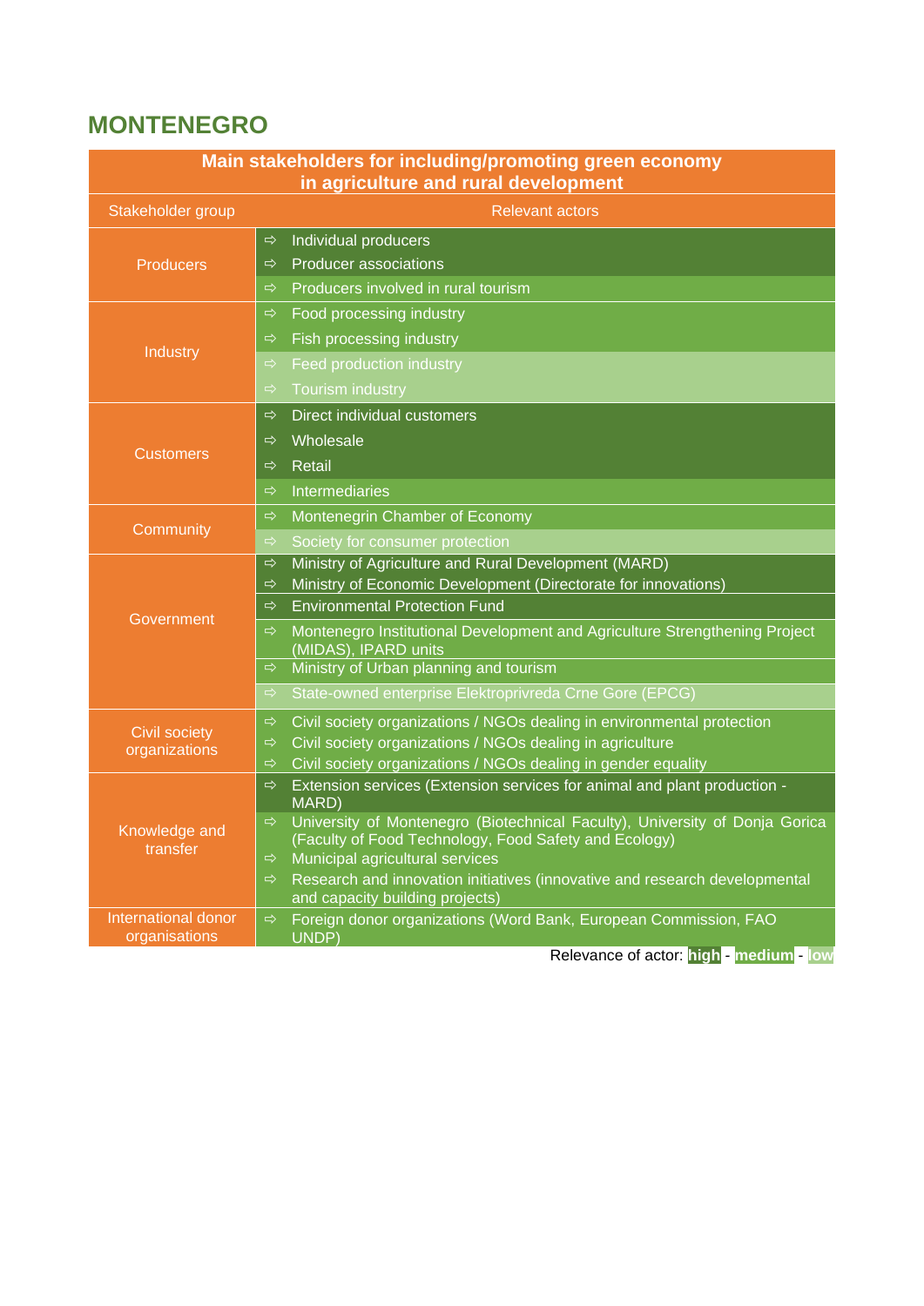## MONTENEGRO

| Main stakeholders for including/promoting green economy in agriculture and rural development | |
|---|---|
| Stakeholder group | Relevant actors |
| Producers | ⇨ Individual producers<br>⇨ Producer associations<br>⇨ Producers involved in rural tourism |
| Industry | ⇨ Food processing industry<br>⇨ Fish processing industry<br>⇨ Feed production industry<br>⇨ Tourism industry |
| Customers | ⇨ Direct individual customers<br>⇨ Wholesale<br>⇨ Retail<br>⇨ Intermediaries |
| Community | ⇨ Montenegrin Chamber of Economy<br>⇨ Society for consumer protection |
| Government | ⇨ Ministry of Agriculture and Rural Development (MARD)<br>⇨ Ministry of Economic Development (Directorate for innovations)<br>⇨ Environmental Protection Fund<br>⇨ Montenegro Institutional Development and Agriculture Strengthening Project (MIDAS), IPARD units<br>⇨ Ministry of Urban planning and tourism<br>⇨ State-owned enterprise Elektroprivreda Crne Gore (EPCG) |
| Civil society organizations | ⇨ Civil society organizations / NGOs dealing in environmental protection<br>⇨ Civil society organizations / NGOs dealing in agriculture<br>⇨ Civil society organizations / NGOs dealing in gender equality |
| Knowledge and transfer | ⇨ Extension services (Extension services for animal and plant production - MARD)<br>⇨ University of Montenegro (Biotechnical Faculty), University of Donja Gorica (Faculty of Food Technology, Food Safety and Ecology)<br>⇨ Municipal agricultural services<br>⇨ Research and innovation initiatives (innovative and research developmental and capacity building projects) |
| International donor organisations | ⇨ Foreign donor organizations (Word Bank, European Commission, FAO UNDP) |

Relevance of actor: high - medium - low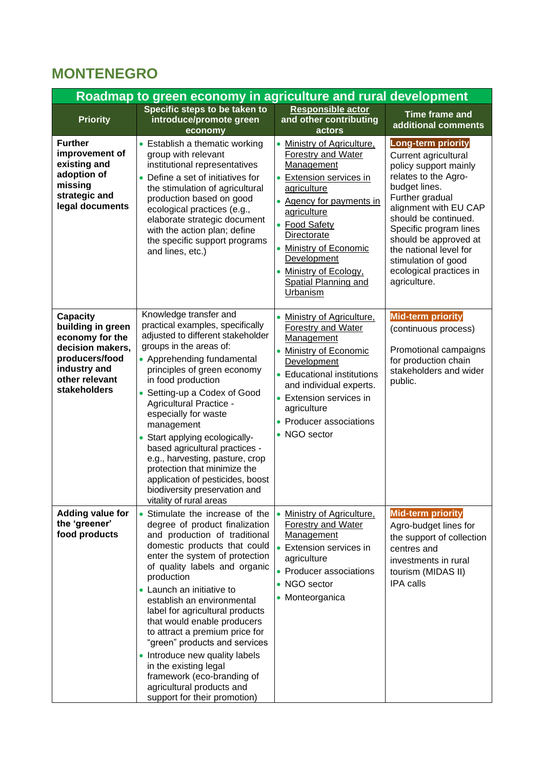## MONTENEGRO

| Roadmap to green economy in agriculture and rural development | | | |
|---|---|---|---|
| **Priority** | **Specific steps to be taken to introduce/promote green economy** | **Responsible actor and other contributing actors** | **Time frame and additional comments** |
| **Further improvement of existing and adoption of missing strategic and legal documents** | • Establish a thematic working group with relevant institutional representatives<br>• Define a set of initiatives for the stimulation of agricultural production based on good ecological practices (e.g., elaborate strategic document with the action plan; define the specific support programs and lines, etc.) | • Ministry of Agriculture, Forestry and Water Management<br>• Extension services in agriculture<br>• Agency for payments in agriculture<br>• Food Safety Directorate<br>• Ministry of Economic Development<br>• Ministry of Ecology, Spatial Planning and Urbanism | **Long-term priority**<br>Current agricultural policy support mainly relates to the Agro-budget lines.<br>Further gradual alignment with EU CAP should be continued. Specific program lines should be approved at the national level for stimulation of good ecological practices in agriculture. |
| **Capacity building in green economy for the decision makers, producers/food industry and other relevant stakeholders** | Knowledge transfer and practical examples, specifically adjusted to different stakeholder groups in the areas of:<br>• Apprehending fundamental principles of green economy in food production<br>• Setting-up a Codex of Good Agricultural Practice - especially for waste management<br>• Start applying ecologically-based agricultural practices - e.g., harvesting, pasture, crop protection that minimize the application of pesticides, boost biodiversity preservation and vitality of rural areas | • Ministry of Agriculture, Forestry and Water Management<br>• Ministry of Economic Development<br>• Educational institutions and individual experts.<br>• Extension services in agriculture<br>• Producer associations<br>• NGO sector | **Mid-term priority**<br>(continuous process)<br><br>Promotional campaigns for production chain stakeholders and wider public. |
| **Adding value for the 'greener' food products** | • Stimulate the increase of the degree of product finalization and production of traditional domestic products that could enter the system of protection of quality labels and organic production<br>• Launch an initiative to establish an environmental label for agricultural products that would enable producers to attract a premium price for "green" products and services<br>• Introduce new quality labels in the existing legal framework (eco-branding of agricultural products and support for their promotion) | • Ministry of Agriculture, Forestry and Water Management<br>• Extension services in agriculture<br>• Producer associations<br>• NGO sector<br>• Monteorganica | **Mid-term priority**<br>Agro-budget lines for the support of collection centres and investments in rural tourism (MIDAS II)<br>IPA calls |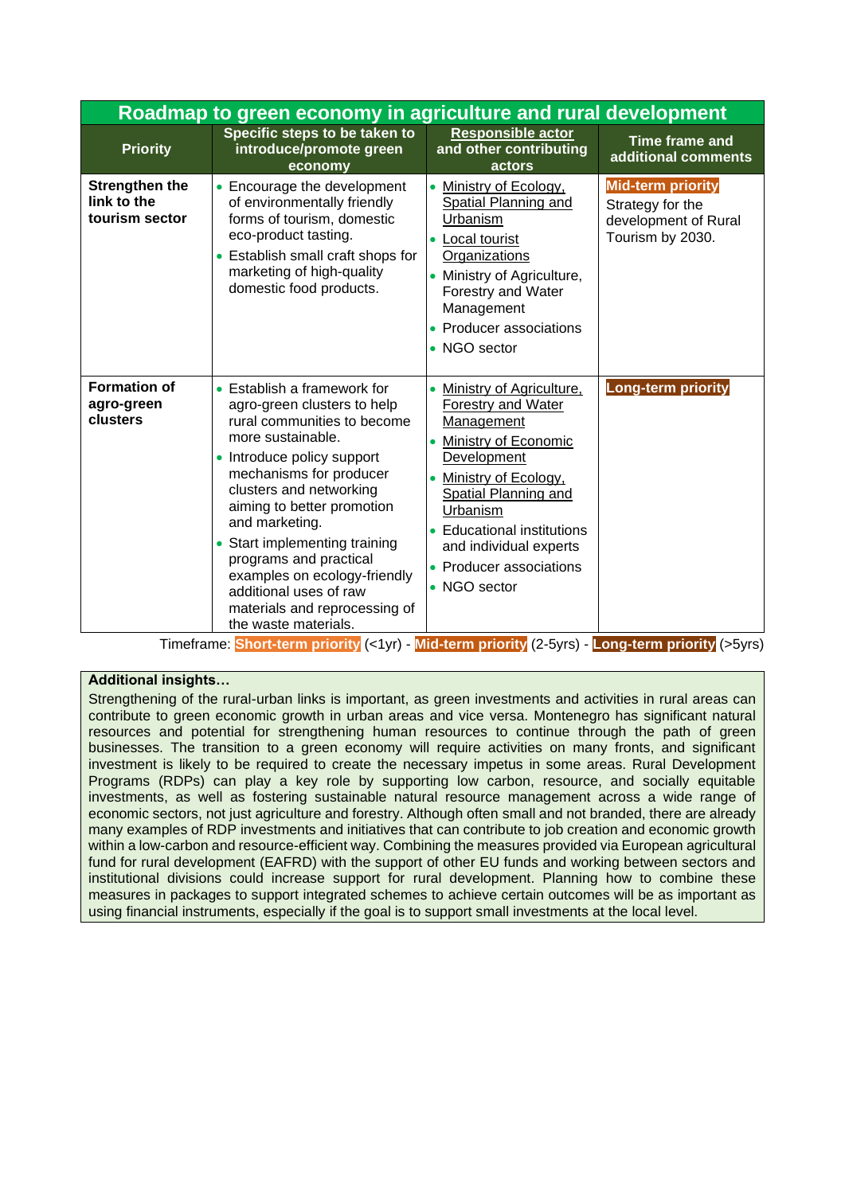| Roadmap to green economy in agriculture and rural development | | | |
|---|---|---|---|
| **Priority** | **Specific steps to be taken to introduce/promote green economy** | **Responsible actor and other contributing actors** | **Time frame and additional comments** |
| **Strengthen the link to the tourism sector** | • Encourage the development of environmentally friendly forms of tourism, domestic eco-product tasting.<br>• Establish small craft shops for marketing of high-quality domestic food products. | • Ministry of Ecology, Spatial Planning and Urbanism<br>• Local tourist Organizations<br>• Ministry of Agriculture, Forestry and Water Management<br>• Producer associations<br>• NGO sector | **Mid-term priority**<br>Strategy for the development of Rural Tourism by 2030. |
| **Formation of agro-green clusters** | • Establish a framework for agro-green clusters to help rural communities to become more sustainable.<br>• Introduce policy support mechanisms for producer clusters and networking aiming to better promotion and marketing.<br>• Start implementing training programs and practical examples on ecology-friendly additional uses of raw materials and reprocessing of the waste materials. | • Ministry of Agriculture, Forestry and Water Management<br>• Ministry of Economic Development<br>• Ministry of Ecology, Spatial Planning and Urbanism<br>• Educational institutions and individual experts<br>• Producer associations<br>• NGO sector | **Long-term priority** |

Timeframe: **Short-term priority** (<1yr) - **Mid-term priority** (2-5yrs) - **Long-term priority** (>5yrs)

**Additional insights…**

Strengthening of the rural-urban links is important, as green investments and activities in rural areas can contribute to green economic growth in urban areas and vice versa. Montenegro has significant natural resources and potential for strengthening human resources to continue through the path of green businesses. The transition to a green economy will require activities on many fronts, and significant investment is likely to be required to create the necessary impetus in some areas. Rural Development Programs (RDPs) can play a key role by supporting low carbon, resource, and socially equitable investments, as well as fostering sustainable natural resource management across a wide range of economic sectors, not just agriculture and forestry. Although often small and not branded, there are already many examples of RDP investments and initiatives that can contribute to job creation and economic growth within a low-carbon and resource-efficient way. Combining the measures provided via European agricultural fund for rural development (EAFRD) with the support of other EU funds and working between sectors and institutional divisions could increase support for rural development. Planning how to combine these measures in packages to support integrated schemes to achieve certain outcomes will be as important as using financial instruments, especially if the goal is to support small investments at the local level.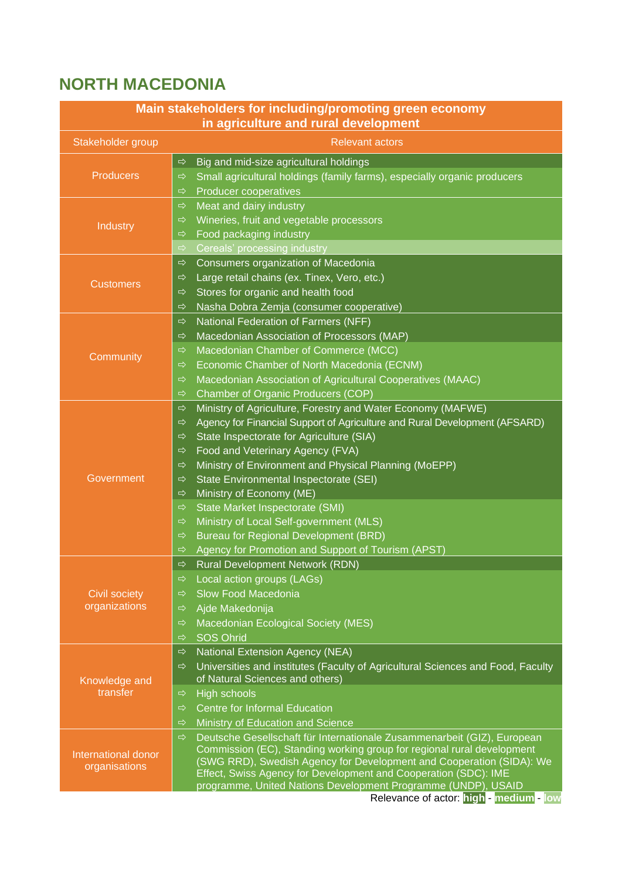# NORTH MACEDONIA

| Main stakeholders for including/promoting green economy in agriculture and rural development | |
|---|---|
| **Stakeholder group** | **Relevant actors** |
| Producers | ⇨ Big and mid-size agricultural holdings<br>⇨ Small agricultural holdings (family farms), especially organic producers<br>⇨ Producer cooperatives |
| Industry | ⇨ Meat and dairy industry<br>⇨ Wineries, fruit and vegetable processors<br>⇨ Food packaging industry<br>⇨ Cereals' processing industry |
| Customers | ⇨ Consumers organization of Macedonia<br>⇨ Large retail chains (ex. Tinex, Vero, etc.)<br>⇨ Stores for organic and health food<br>⇨ Nasha Dobra Zemja (consumer cooperative) |
| Community | ⇨ National Federation of Farmers (NFF)<br>⇨ Macedonian Association of Processors (MAP)<br>⇨ Macedonian Chamber of Commerce (MCC)<br>⇨ Economic Chamber of North Macedonia (ECNM)<br>⇨ Macedonian Association of Agricultural Cooperatives (MAAC)<br>⇨ Chamber of Organic Producers (COP) |
| Government | ⇨ Ministry of Agriculture, Forestry and Water Economy (MAFWE)<br>⇨ Agency for Financial Support of Agriculture and Rural Development (AFSARD)<br>⇨ State Inspectorate for Agriculture (SIA)<br>⇨ Food and Veterinary Agency (FVA)<br>⇨ Ministry of Environment and Physical Planning (MoEPP)<br>⇨ State Environmental Inspectorate (SEI)<br>⇨ Ministry of Economy (ME)<br>⇨ State Market Inspectorate (SMI)<br>⇨ Ministry of Local Self-government (MLS)<br>⇨ Bureau for Regional Development (BRD)<br>⇨ Agency for Promotion and Support of Tourism (APST) |
| Civil society organizations | ⇨ Rural Development Network (RDN)<br>⇨ Local action groups (LAGs)<br>⇨ Slow Food Macedonia<br>⇨ Ajde Makedonija<br>⇨ Macedonian Ecological Society (MES)<br>⇨ SOS Ohrid |
| Knowledge and transfer | ⇨ National Extension Agency (NEA)<br>⇨ Universities and institutes (Faculty of Agricultural Sciences and Food, Faculty of Natural Sciences and others)<br>⇨ High schools<br>⇨ Centre for Informal Education<br>⇨ Ministry of Education and Science |
| International donor organisations | ⇨ Deutsche Gesellschaft für Internationale Zusammenarbeit (GIZ), European Commission (EC), Standing working group for regional rural development (SWG RRD), Swedish Agency for Development and Cooperation (SIDA): We Effect, Swiss Agency for Development and Cooperation (SDC): IME programme, United Nations Development Programme (UNDP), USAID |

Relevance of actor: high - medium - low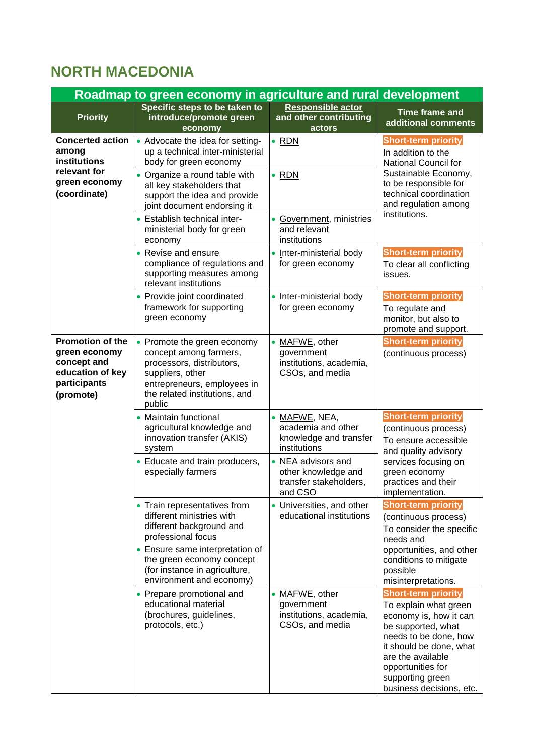## NORTH MACEDONIA

| Roadmap to green economy in agriculture and rural development | | | |
|---|---|---|---|
| **Priority** | **Specific steps to be taken to introduce/promote green economy** | **Responsible actor and other contributing actors** | **Time frame and additional comments** |
| **Concerted action among institutions relevant for green economy (coordinate)** | • Advocate the idea for setting-up a technical inter-ministerial body for green economy | • RDN | **Short-term priority** In addition to the National Council for Sustainable Economy, to be responsible for technical coordination and regulation among institutions. |
| | • Organize a round table with all key stakeholders that support the idea and provide joint document endorsing it | • RDN | |
| | • Establish technical inter-ministerial body for green economy | • Government, ministries and relevant institutions | |
| | • Revise and ensure compliance of regulations and supporting measures among relevant institutions | • Inter-ministerial body for green economy | **Short-term priority** To clear all conflicting issues. |
| | • Provide joint coordinated framework for supporting green economy | • Inter-ministerial body for green economy | **Short-term priority** To regulate and monitor, but also to promote and support. |
| **Promotion of the green economy concept and education of key participants (promote)** | • Promote the green economy concept among farmers, processors, distributors, suppliers, other entrepreneurs, employees in the related institutions, and public | • MAFWE, other government institutions, academia, CSOs, and media | **Short-term priority** (continuous process) |
| | • Maintain functional agricultural knowledge and innovation transfer (AKIS) system | • MAFWE, NEA, academia and other knowledge and transfer institutions | **Short-term priority** (continuous process) To ensure accessible and quality advisory services focusing on green economy practices and their implementation. |
| | • Educate and train producers, especially farmers | • NEA advisors and other knowledge and transfer stakeholders, and CSO | |
| | • Train representatives from different ministries with different background and professional focus<br>• Ensure same interpretation of the green economy concept (for instance in agriculture, environment and economy) | • Universities, and other educational institutions | **Short-term priority** (continuous process) To consider the specific needs and opportunities, and other conditions to mitigate possible misinterpretations. |
| | • Prepare promotional and educational material (brochures, guidelines, protocols, etc.) | • MAFWE, other government institutions, academia, CSOs, and media | **Short-term priority** To explain what green economy is, how it can be supported, what needs to be done, how it should be done, what are the available opportunities for supporting green business decisions, etc. |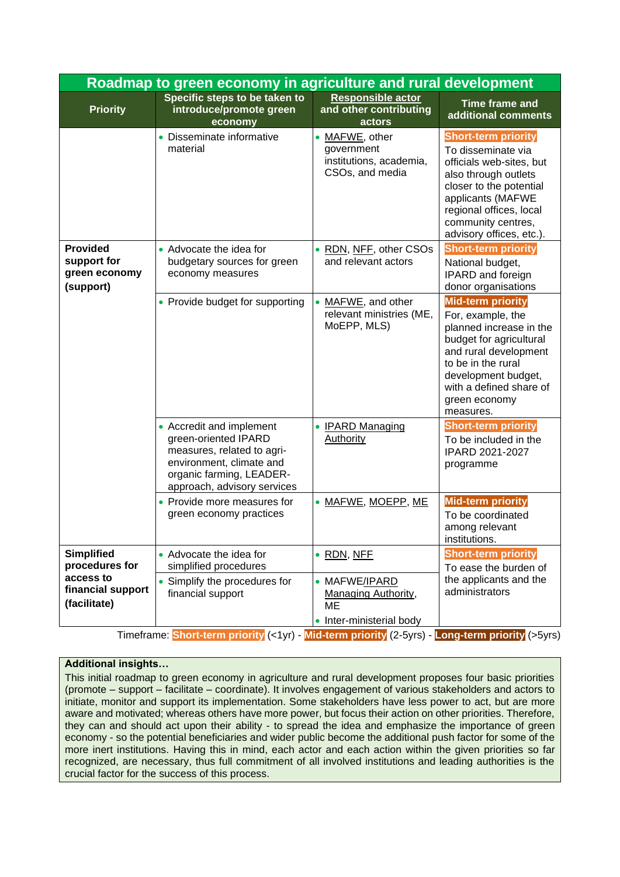| Roadmap to green economy in agriculture and rural development | | | |
|---|---|---|---|
| **Priority** | **Specific steps to be taken to introduce/promote green economy** | **Responsible actor and other contributing actors** | **Time frame and additional comments** |
| | • Disseminate informative material | • MAFWE, other government institutions, academia, CSOs, and media | **Short-term priority** To disseminate via officials web-sites, but also through outlets closer to the potential applicants (MAFWE regional offices, local community centres, advisory offices, etc.). |
| **Provided support for green economy (support)** | • Advocate the idea for budgetary sources for green economy measures | • RDN, NFF, other CSOs and relevant actors | **Short-term priority** National budget, IPARD and foreign donor organisations |
| | • Provide budget for supporting | • MAFWE, and other relevant ministries (ME, MoEPP, MLS) | **Mid-term priority** For, example, the planned increase in the budget for agricultural and rural development to be in the rural development budget, with a defined share of green economy measures. |
| | • Accredit and implement green-oriented IPARD measures, related to agri-environment, climate and organic farming, LEADER-approach, advisory services | • IPARD Managing Authority | **Short-term priority** To be included in the IPARD 2021-2027 programme |
| | • Provide more measures for green economy practices | • MAFWE, MOEPP, ME | **Mid-term priority** To be coordinated among relevant institutions. |
| **Simplified procedures for access to financial support (facilitate)** | • Advocate the idea for simplified procedures | • RDN, NFF | **Short-term priority** To ease the burden of the applicants and the administrators |
| | • Simplify the procedures for financial support | • MAFWE/IPARD Managing Authority, ME<br>• Inter-ministerial body | |

Timeframe: **Short-term priority** (<1yr) - **Mid-term priority** (2-5yrs) - **Long-term priority** (>5yrs)

**Additional insights…**

This initial roadmap to green economy in agriculture and rural development proposes four basic priorities (promote – support – facilitate – coordinate). It involves engagement of various stakeholders and actors to initiate, monitor and support its implementation. Some stakeholders have less power to act, but are more aware and motivated; whereas others have more power, but focus their action on other priorities. Therefore, they can and should act upon their ability - to spread the idea and emphasize the importance of green economy - so the potential beneficiaries and wider public become the additional push factor for some of the more inert institutions. Having this in mind, each actor and each action within the given priorities so far recognized, are necessary, thus full commitment of all involved institutions and leading authorities is the crucial factor for the success of this process.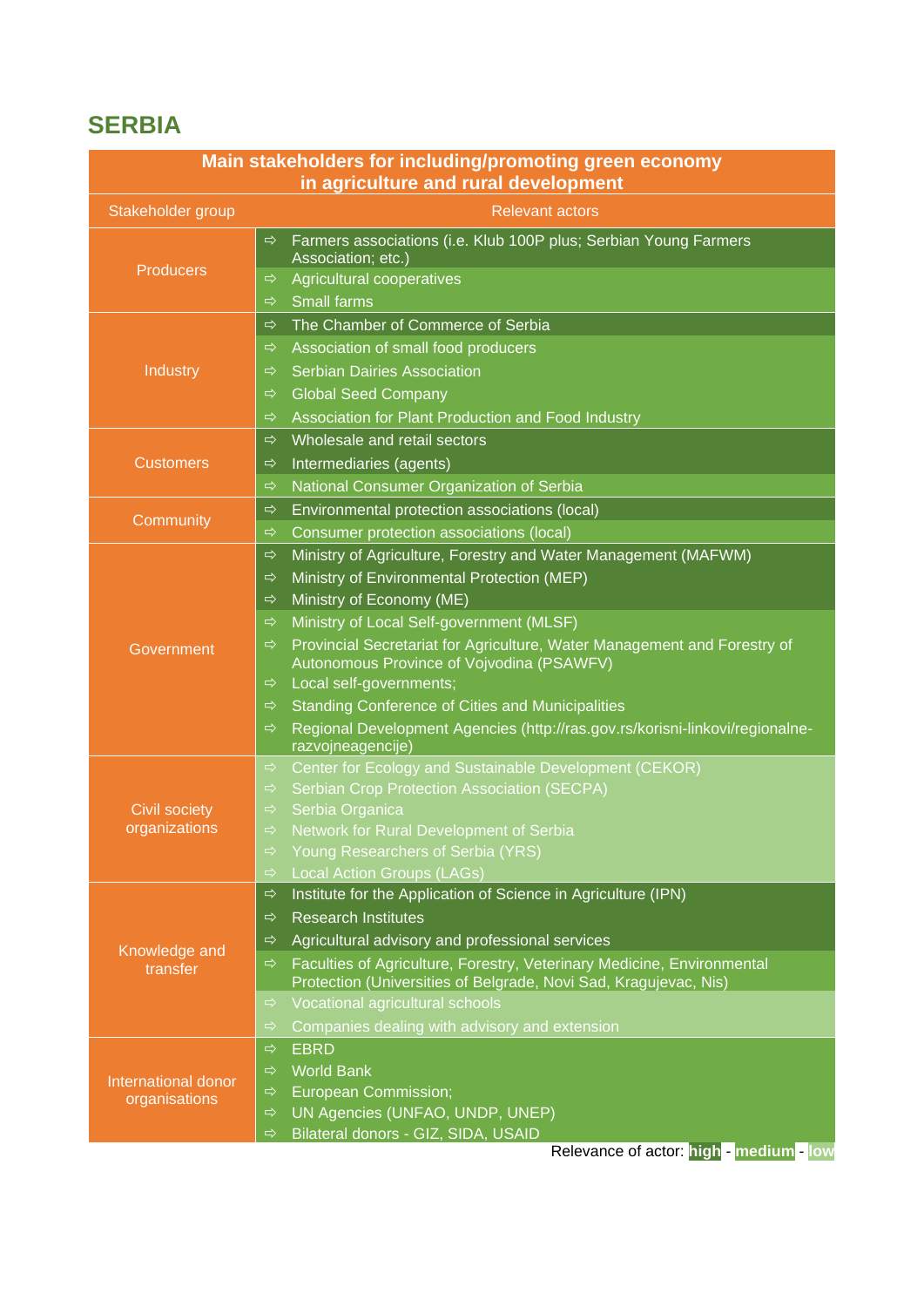# SERBIA

**Main stakeholders for including/promoting green economy in agriculture and rural development**

| Stakeholder group | Relevant actors | Relevance of actor |
|---|---|---|
| Producers | ⇨ Farmers associations (i.e. Klub 100P plus; Serbian Young Farmers Association; etc.) | high |
| | ⇨ Agricultural cooperatives | medium |
| | ⇨ Small farms | medium |
| Industry | ⇨ The Chamber of Commerce of Serbia | high |
| | ⇨ Association of small food producers | medium |
| | ⇨ Serbian Dairies Association | medium |
| | ⇨ Global Seed Company | medium |
| | ⇨ Association for Plant Production and Food Industry | medium |
| Customers | ⇨ Wholesale and retail sectors | high |
| | ⇨ Intermediaries (agents) | high |
| | ⇨ National Consumer Organization of Serbia | medium |
| Community | ⇨ Environmental protection associations (local) | high |
| | ⇨ Consumer protection associations (local) | medium |
| Government | ⇨ Ministry of Agriculture, Forestry and Water Management (MAFWM) | high |
| | ⇨ Ministry of Environmental Protection (MEP) | high |
| | ⇨ Ministry of Economy (ME) | high |
| | ⇨ Ministry of Local Self-government (MLSF) | medium |
| | ⇨ Provincial Secretariat for Agriculture, Water Management and Forestry of Autonomous Province of Vojvodina (PSAWFV) | medium |
| | ⇨ Local self-governments; | medium |
| | ⇨ Standing Conference of Cities and Municipalities | medium |
| | ⇨ Regional Development Agencies (http://ras.gov.rs/korisni-linkovi/regionalne-razvojneagencije) | medium |
| Civil society organizations | ⇨ Center for Ecology and Sustainable Development (CEKOR) | low |
| | ⇨ Serbian Crop Protection Association (SECPA) | low |
| | ⇨ Serbia Organica | low |
| | ⇨ Network for Rural Development of Serbia | low |
| | ⇨ Young Researchers of Serbia (YRS) | low |
| | ⇨ Local Action Groups (LAGs) | low |
| Knowledge and transfer | ⇨ Institute for the Application of Science in Agriculture (IPN) | high |
| | ⇨ Research Institutes | high |
| | ⇨ Agricultural advisory and professional services | high |
| | ⇨ Faculties of Agriculture, Forestry, Veterinary Medicine, Environmental Protection (Universities of Belgrade, Novi Sad, Kragujevac, Nis) | medium |
| | ⇨ Vocational agricultural schools | low |
| | ⇨ Companies dealing with advisory and extension | low |
| International donor organisations | ⇨ EBRD | medium |
| | ⇨ World Bank | medium |
| | ⇨ European Commission; | medium |
| | ⇨ UN Agencies (UNFAO, UNDP, UNEP) | medium |
| | ⇨ Bilateral donors - GIZ, SIDA, USAID | medium |

Relevance of actor: high - medium - low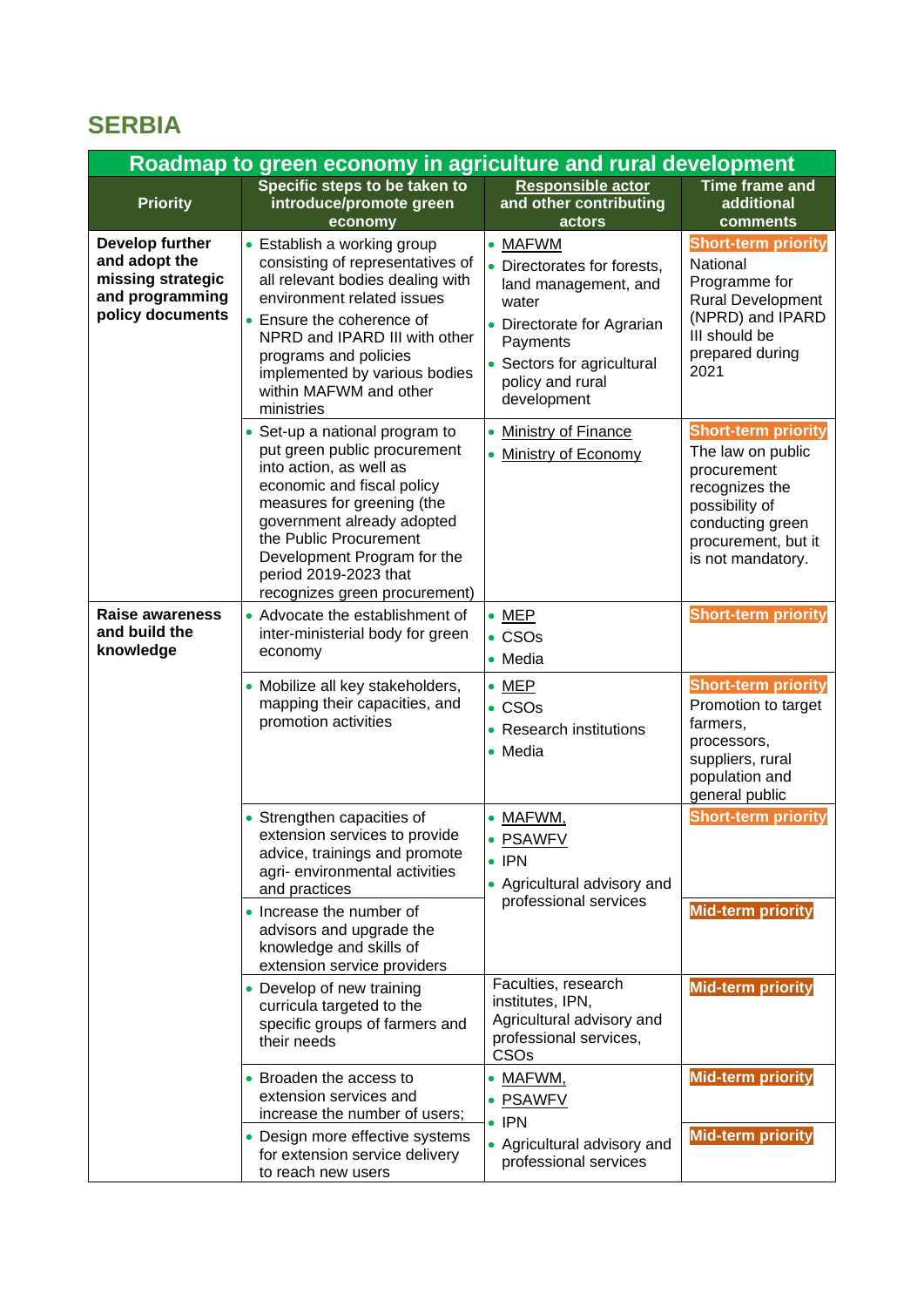# SERBIA

| Roadmap to green economy in agriculture and rural development | | | |
|---|---|---|---|
| **Priority** | **Specific steps to be taken to introduce/promote green economy** | **Responsible actor and other contributing actors** | **Time frame and additional comments** |
| **Develop further and adopt the missing strategic and programming policy documents** | • Establish a working group consisting of representatives of all relevant bodies dealing with environment related issues<br>• Ensure the coherence of NPRD and IPARD III with other programs and policies implemented by various bodies within MAFWM and other ministries | • MAFWM<br>• Directorates for forests, land management, and water<br>• Directorate for Agrarian Payments<br>• Sectors for agricultural policy and rural development | **Short-term priority**<br>National Programme for Rural Development (NPRD) and IPARD III should be prepared during 2021 |
| | • Set-up a national program to put green public procurement into action, as well as economic and fiscal policy measures for greening (the government already adopted the Public Procurement Development Program for the period 2019-2023 that recognizes green procurement) | • Ministry of Finance<br>• Ministry of Economy | **Short-term priority**<br>The law on public procurement recognizes the possibility of conducting green procurement, but it is not mandatory. |
| **Raise awareness and build the knowledge** | • Advocate the establishment of inter-ministerial body for green economy | • MEP<br>• CSOs<br>• Media | **Short-term priority** |
| | • Mobilize all key stakeholders, mapping their capacities, and promotion activities | • MEP<br>• CSOs<br>• Research institutions<br>• Media | **Short-term priority**<br>Promotion to target farmers, processors, suppliers, rural population and general public |
| | • Strengthen capacities of extension services to provide advice, trainings and promote agri- environmental activities and practices | • MAFWM,<br>• PSAWFV<br>• IPN<br>• Agricultural advisory and professional services | **Short-term priority** |
| | • Increase the number of advisors and upgrade the knowledge and skills of extension service providers | | **Mid-term priority** |
| | • Develop of new training curricula targeted to the specific groups of farmers and their needs | Faculties, research institutes, IPN, Agricultural advisory and professional services, CSOs | **Mid-term priority** |
| | • Broaden the access to extension services and increase the number of users; | • MAFWM,<br>• PSAWFV<br>• IPN<br>• Agricultural advisory and professional services | **Mid-term priority** |
| | • Design more effective systems for extension service delivery to reach new users | | **Mid-term priority** |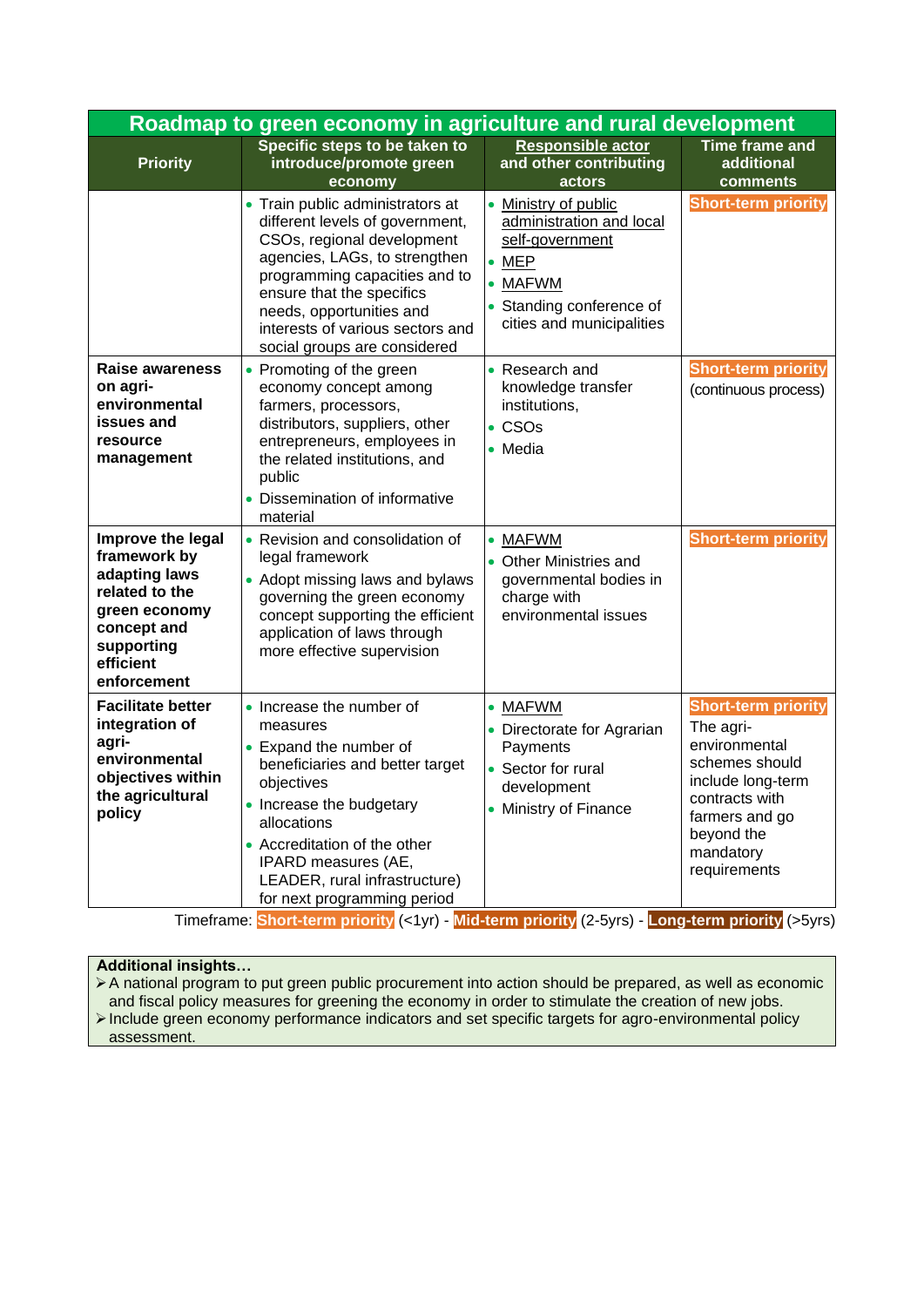| Roadmap to green economy in agriculture and rural development | | | |
|---|---|---|---|
| **Priority** | **Specific steps to be taken to introduce/promote green economy** | **Responsible actor and other contributing actors** | **Time frame and additional comments** |
| | • Train public administrators at different levels of government, CSOs, regional development agencies, LAGs, to strengthen programming capacities and to ensure that the specifics needs, opportunities and interests of various sectors and social groups are considered | • Ministry of public administration and local self-government<br>• MEP<br>• MAFWM<br>• Standing conference of cities and municipalities | Short-term priority |
| **Raise awareness on agri-environmental issues and resource management** | • Promoting of the green economy concept among farmers, processors, distributors, suppliers, other entrepreneurs, employees in the related institutions, and public<br>• Dissemination of informative material | • Research and knowledge transfer institutions,<br>• CSOs<br>• Media | Short-term priority (continuous process) |
| **Improve the legal framework by adapting laws related to the green economy concept and supporting efficient enforcement** | • Revision and consolidation of legal framework<br>• Adopt missing laws and bylaws governing the green economy concept supporting the efficient application of laws through more effective supervision | • MAFWM<br>• Other Ministries and governmental bodies in charge with environmental issues | Short-term priority |
| **Facilitate better integration of agri-environmental objectives within the agricultural policy** | • Increase the number of measures<br>• Expand the number of beneficiaries and better target objectives<br>• Increase the budgetary allocations<br>• Accreditation of the other IPARD measures (AE, LEADER, rural infrastructure) for next programming period | • MAFWM<br>• Directorate for Agrarian Payments<br>• Sector for rural development<br>• Ministry of Finance | Short-term priority<br>The agri-environmental schemes should include long-term contracts with farmers and go beyond the mandatory requirements |

Timeframe: Short-term priority (<1yr) - Mid-term priority (2-5yrs) - Long-term priority (>5yrs)

**Additional insights…**

- A national program to put green public procurement into action should be prepared, as well as economic and fiscal policy measures for greening the economy in order to stimulate the creation of new jobs.
- Include green economy performance indicators and set specific targets for agro-environmental policy assessment.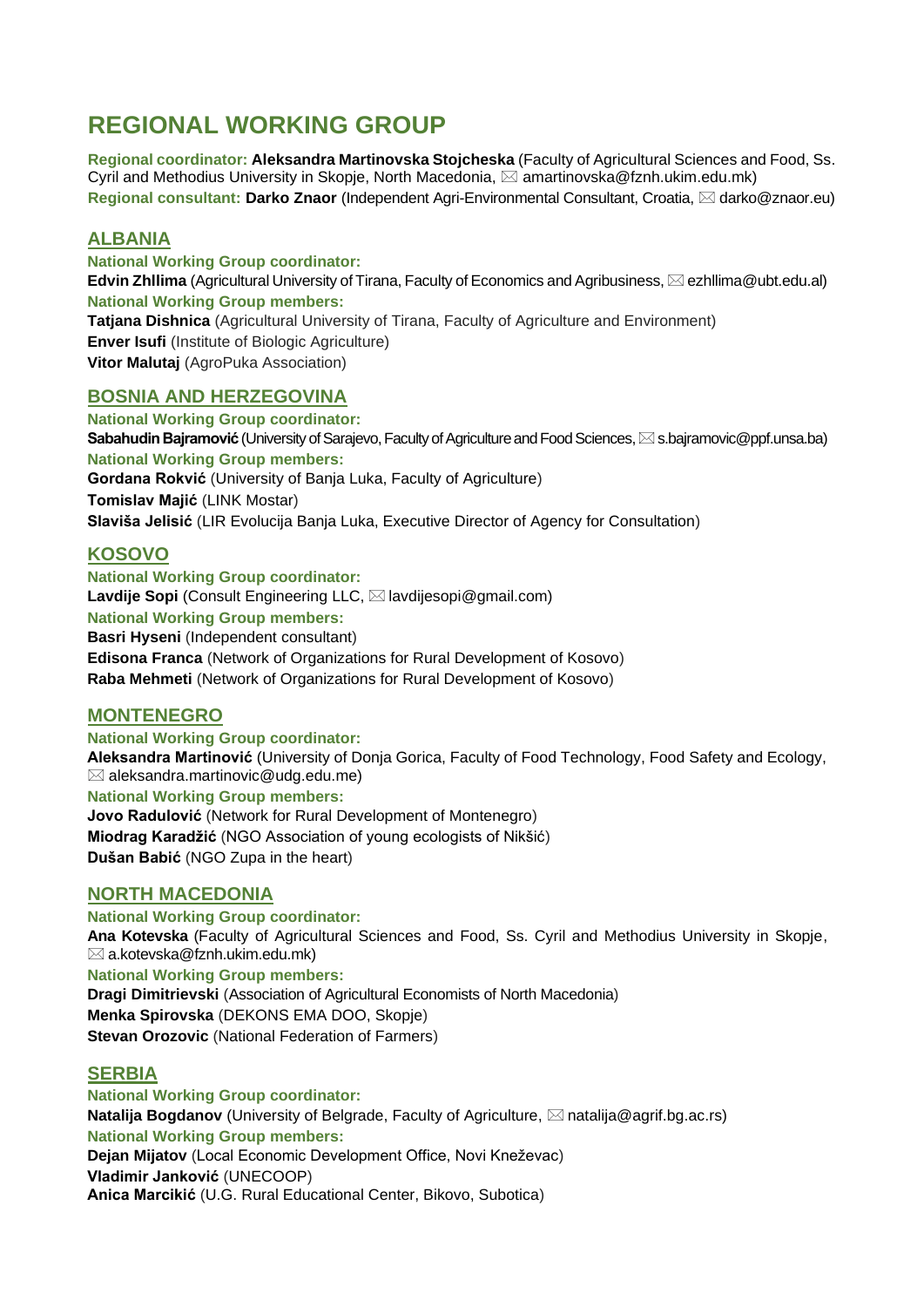# REGIONAL WORKING GROUP

**Regional coordinator: Aleksandra Martinovska Stojcheska** (Faculty of Agricultural Sciences and Food, Ss. Cyril and Methodius University in Skopje, North Macedonia, ✉ amartinovska@fznh.ukim.edu.mk)
**Regional consultant: Darko Znaor** (Independent Agri-Environmental Consultant, Croatia, ✉ darko@znaor.eu)

## ALBANIA

**National Working Group coordinator:**
**Edvin Zhllima** (Agricultural University of Tirana, Faculty of Economics and Agribusiness, ✉ ezhllima@ubt.edu.al)
**National Working Group members:**
**Tatjana Dishnica** (Agricultural University of Tirana, Faculty of Agriculture and Environment)
**Enver Isufi** (Institute of Biologic Agriculture)
**Vitor Malutaj** (AgroPuka Association)

## BOSNIA AND HERZEGOVINA

**National Working Group coordinator:**
**Sabahudin Bajramović** (University of Sarajevo, Faculty of Agriculture and Food Sciences, ✉ s.bajramovic@ppf.unsa.ba)
**National Working Group members:**
**Gordana Rokvić** (University of Banja Luka, Faculty of Agriculture)
**Tomislav Majić** (LINK Mostar)
**Slaviša Jelisić** (LIR Evolucija Banja Luka, Executive Director of Agency for Consultation)

## KOSOVO

**National Working Group coordinator:**
**Lavdije Sopi** (Consult Engineering LLC, ✉ lavdijesopi@gmail.com)
**National Working Group members:**
**Basri Hyseni** (Independent consultant)
**Edisona Franca** (Network of Organizations for Rural Development of Kosovo)
**Raba Mehmeti** (Network of Organizations for Rural Development of Kosovo)

## MONTENEGRO

**National Working Group coordinator:**
**Aleksandra Martinović** (University of Donja Gorica, Faculty of Food Technology, Food Safety and Ecology, ✉ aleksandra.martinovic@udg.edu.me)
**National Working Group members:**
**Jovo Radulović** (Network for Rural Development of Montenegro)
**Miodrag Karadžić** (NGO Association of young ecologists of Nikšić)
**Dušan Babić** (NGO Zupa in the heart)

## NORTH MACEDONIA

**National Working Group coordinator:**
**Ana Kotevska** (Faculty of Agricultural Sciences and Food, Ss. Cyril and Methodius University in Skopje, ✉ a.kotevska@fznh.ukim.edu.mk)
**National Working Group members:**
**Dragi Dimitrievski** (Association of Agricultural Economists of North Macedonia)
**Menka Spirovska** (DEKONS EMA DOO, Skopje)
**Stevan Orozovic** (National Federation of Farmers)

## SERBIA

**National Working Group coordinator:**
**Natalija Bogdanov** (University of Belgrade, Faculty of Agriculture, ✉ natalija@agrif.bg.ac.rs)
**National Working Group members:**
**Dejan Mijatov** (Local Economic Development Office, Novi Kneževac)
**Vladimir Janković** (UNECOOP)
**Anica Marcikić** (U.G. Rural Educational Center, Bikovo, Subotica)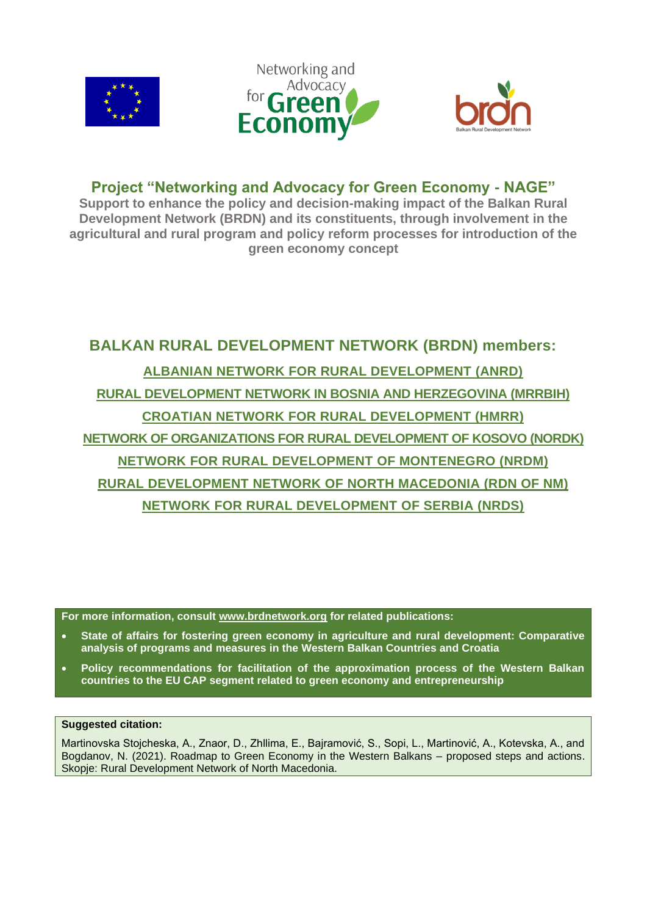# Project "Networking and Advocacy for Green Economy - NAGE"

**Support to enhance the policy and decision-making impact of the Balkan Rural Development Network (BRDN) and its constituents, through involvement in the agricultural and rural program and policy reform processes for introduction of the green economy concept**

## BALKAN RURAL DEVELOPMENT NETWORK (BRDN) members:

**ALBANIAN NETWORK FOR RURAL DEVELOPMENT (ANRD)**

**RURAL DEVELOPMENT NETWORK IN BOSNIA AND HERZEGOVINA (MRRBIH)**

**CROATIAN NETWORK FOR RURAL DEVELOPMENT (HMRR)**

**NETWORK OF ORGANIZATIONS FOR RURAL DEVELOPMENT OF KOSOVO (NORDK)**

**NETWORK FOR RURAL DEVELOPMENT OF MONTENEGRO (NRDM)**

**RURAL DEVELOPMENT NETWORK OF NORTH MACEDONIA (RDN OF NM)**

**NETWORK FOR RURAL DEVELOPMENT OF SERBIA (NRDS)**

**For more information, consult www.brdnetwork.org for related publications:**

- **State of affairs for fostering green economy in agriculture and rural development: Comparative analysis of programs and measures in the Western Balkan Countries and Croatia**
- **Policy recommendations for facilitation of the approximation process of the Western Balkan countries to the EU CAP segment related to green economy and entrepreneurship**

**Suggested citation:**

Martinovska Stojcheska, A., Znaor, D., Zhllima, E., Bajramović, S., Sopi, L., Martinović, A., Kotevska, A., and Bogdanov, N. (2021). Roadmap to Green Economy in the Western Balkans – proposed steps and actions. Skopje: Rural Development Network of North Macedonia.